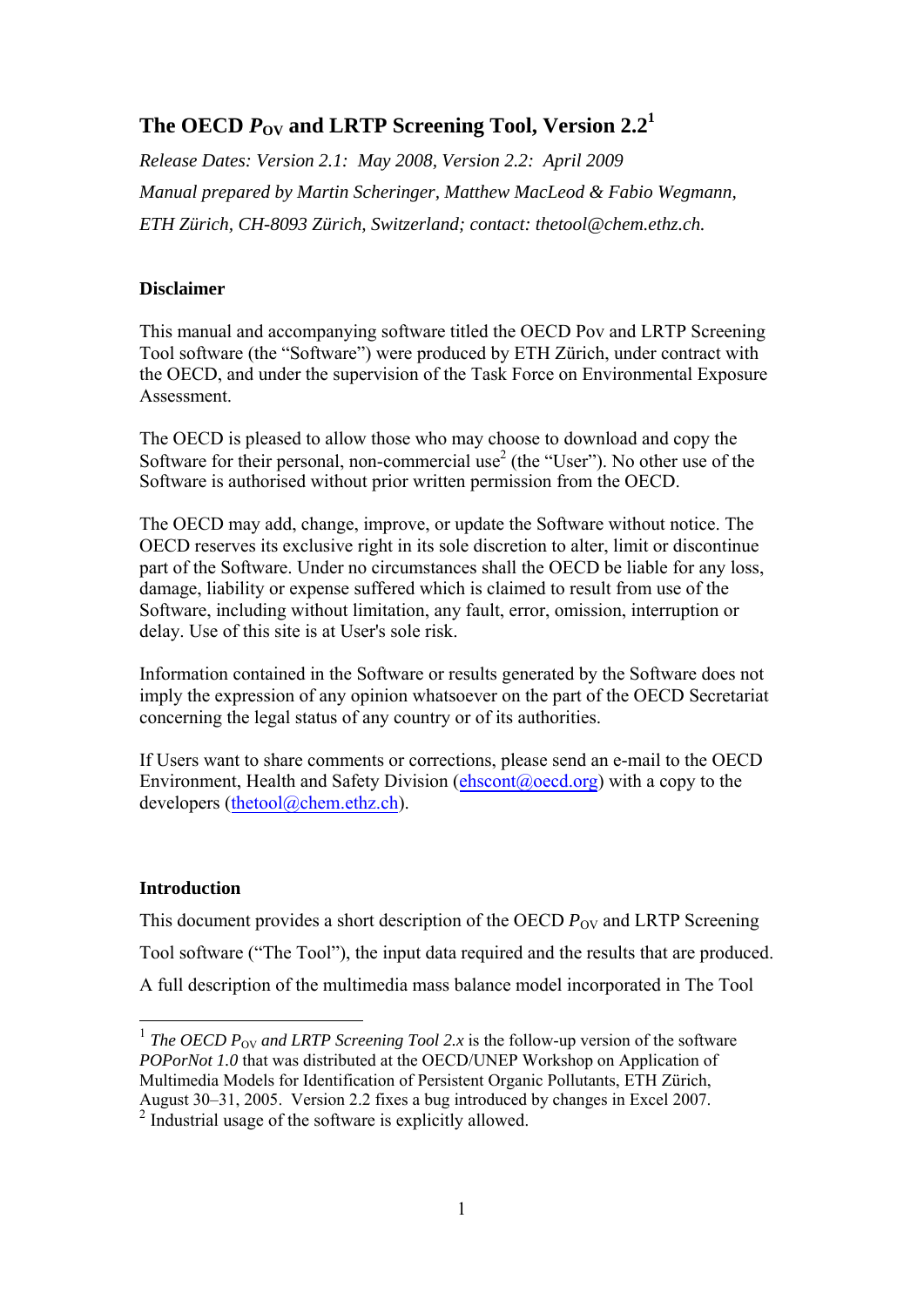# The OECD $P_{OV}$ and LRTP Screening Tool, Version 2.2[1]

*Release Dates: Version 2.1: May 2008, Version 2.2: April 2009*

*Manual prepared by Martin Scheringer, Matthew MacLeod & Fabio Wegmann, ETH Zürich, CH-8093 Zürich, Switzerland; contact: thetool@chem.ethz.ch.*

## Disclaimer

This manual and accompanying software titled the OECD Pov and LRTP Screening Tool software (the "Software") were produced by ETH Zürich, under contract with the OECD, and under the supervision of the Task Force on Environmental Exposure Assessment.

The OECD is pleased to allow those who may choose to download and copy the Software for their personal, non-commercial use[2] (the "User"). No other use of the Software is authorised without prior written permission from the OECD.

The OECD may add, change, improve, or update the Software without notice. The OECD reserves its exclusive right in its sole discretion to alter, limit or discontinue part of the Software. Under no circumstances shall the OECD be liable for any loss, damage, liability or expense suffered which is claimed to result from use of the Software, including without limitation, any fault, error, omission, interruption or delay. Use of this site is at User's sole risk.

Information contained in the Software or results generated by the Software does not imply the expression of any opinion whatsoever on the part of the OECD Secretariat concerning the legal status of any country or of its authorities.

If Users want to share comments or corrections, please send an e-mail to the OECD Environment, Health and Safety Division (ehscont@oecd.org) with a copy to the developers (thetool@chem.ethz.ch).

## Introduction

This document provides a short description of the OECD $P_{OV}$ and LRTP Screening Tool software ("The Tool"), the input data required and the results that are produced. A full description of the multimedia mass balance model incorporated in The Tool

---

[1] *The OECD $P_{OV}$ and LRTP Screening Tool 2.x* is the follow-up version of the software *POPorNot 1.0* that was distributed at the OECD/UNEP Workshop on Application of Multimedia Models for Identification of Persistent Organic Pollutants, ETH Zürich, August 30–31, 2005. Version 2.2 fixes a bug introduced by changes in Excel 2007.

[2] Industrial usage of the software is explicitly allowed.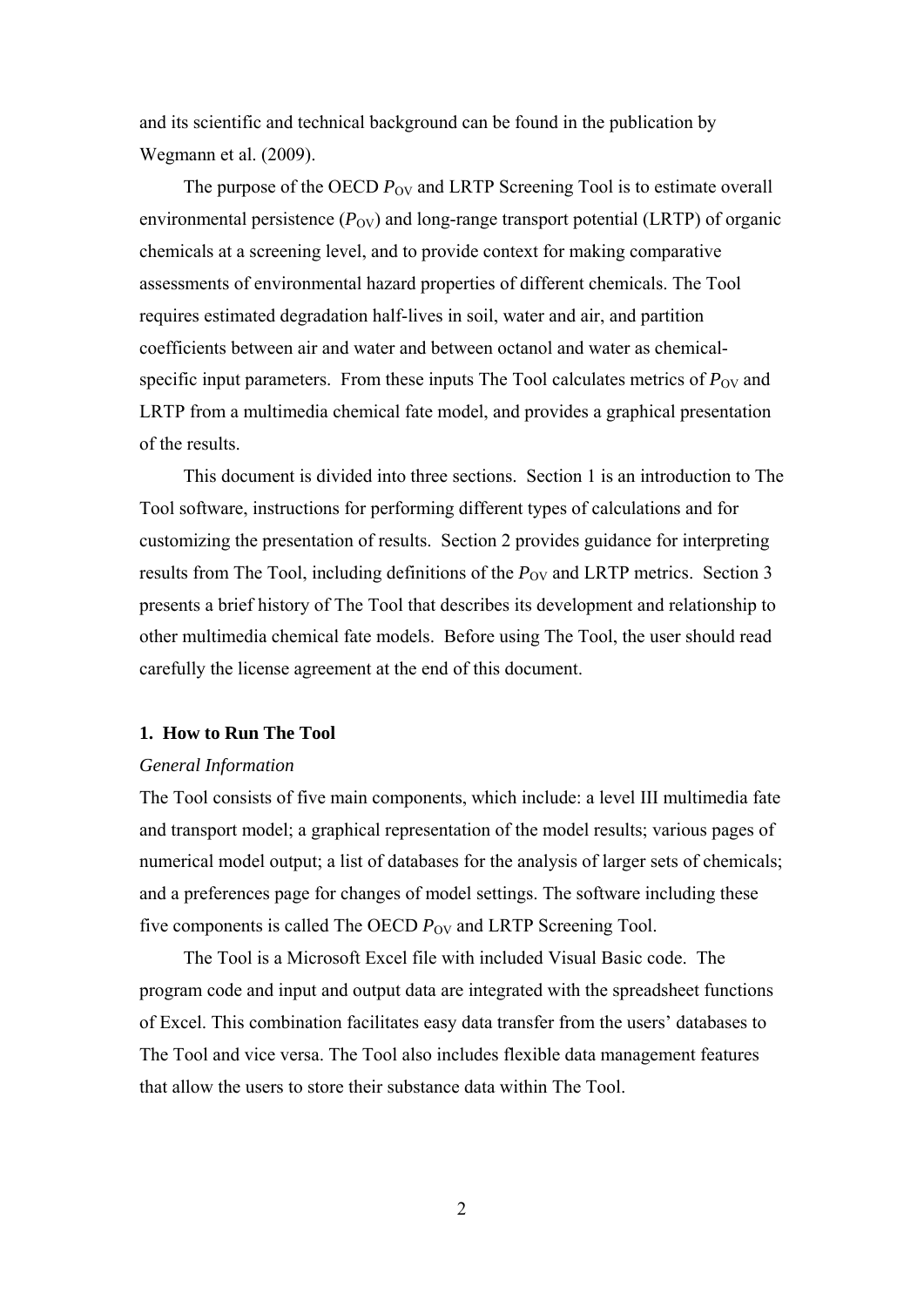and its scientific and technical background can be found in the publication by Wegmann et al. (2009).

The purpose of the OECD $P_{OV}$ and LRTP Screening Tool is to estimate overall environmental persistence ($P_{OV}$) and long-range transport potential (LRTP) of organic chemicals at a screening level, and to provide context for making comparative assessments of environmental hazard properties of different chemicals. The Tool requires estimated degradation half-lives in soil, water and air, and partition coefficients between air and water and between octanol and water as chemical-specific input parameters. From these inputs The Tool calculates metrics of $P_{OV}$ and LRTP from a multimedia chemical fate model, and provides a graphical presentation of the results.

This document is divided into three sections. Section 1 is an introduction to The Tool software, instructions for performing different types of calculations and for customizing the presentation of results. Section 2 provides guidance for interpreting results from The Tool, including definitions of the $P_{OV}$ and LRTP metrics. Section 3 presents a brief history of The Tool that describes its development and relationship to other multimedia chemical fate models. Before using The Tool, the user should read carefully the license agreement at the end of this document.

## 1. How to Run The Tool

*General Information*

The Tool consists of five main components, which include: a level III multimedia fate and transport model; a graphical representation of the model results; various pages of numerical model output; a list of databases for the analysis of larger sets of chemicals; and a preferences page for changes of model settings. The software including these five components is called The OECD $P_{OV}$ and LRTP Screening Tool.

The Tool is a Microsoft Excel file with included Visual Basic code. The program code and input and output data are integrated with the spreadsheet functions of Excel. This combination facilitates easy data transfer from the users' databases to The Tool and vice versa. The Tool also includes flexible data management features that allow the users to store their substance data within The Tool.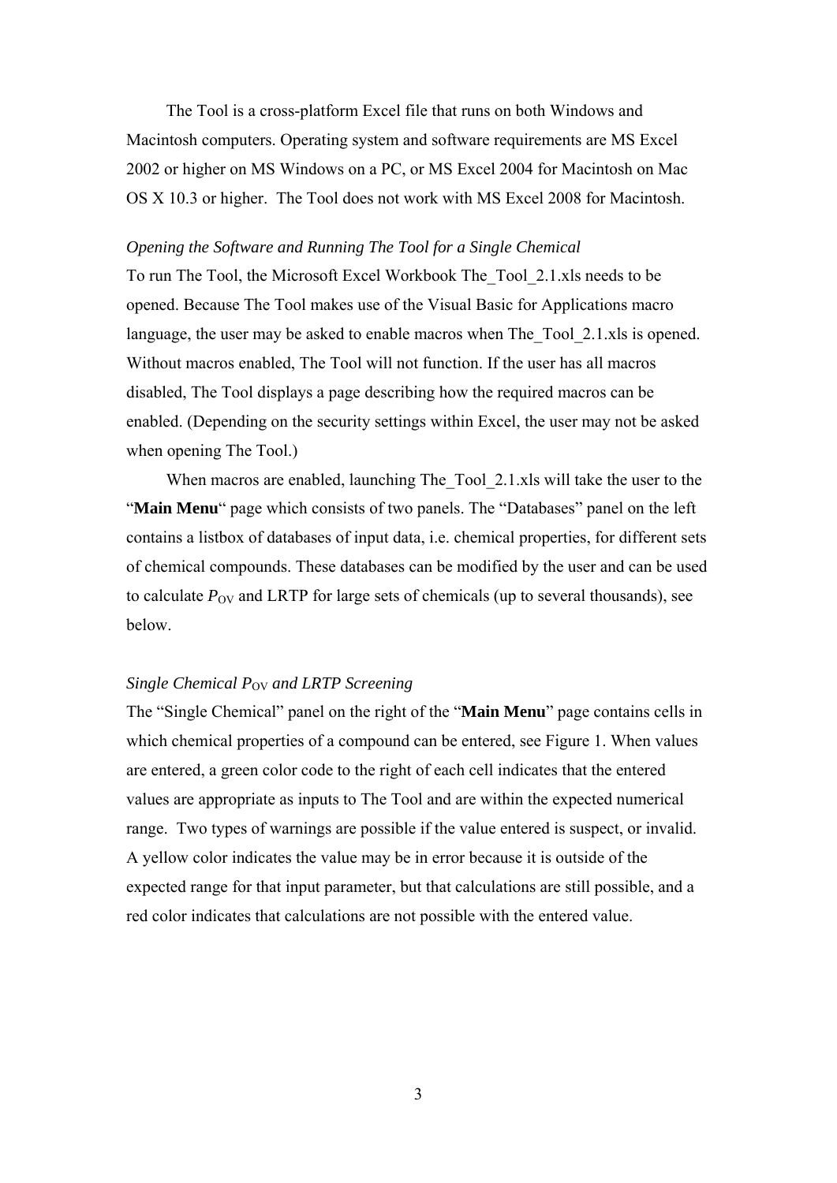The Tool is a cross-platform Excel file that runs on both Windows and Macintosh computers. Operating system and software requirements are MS Excel 2002 or higher on MS Windows on a PC, or MS Excel 2004 for Macintosh on Mac OS X 10.3 or higher. The Tool does not work with MS Excel 2008 for Macintosh.

*Opening the Software and Running The Tool for a Single Chemical*

To run The Tool, the Microsoft Excel Workbook The_Tool_2.1.xls needs to be opened. Because The Tool makes use of the Visual Basic for Applications macro language, the user may be asked to enable macros when The_Tool_2.1.xls is opened. Without macros enabled, The Tool will not function. If the user has all macros disabled, The Tool displays a page describing how the required macros can be enabled. (Depending on the security settings within Excel, the user may not be asked when opening The Tool.)

When macros are enabled, launching The_Tool_2.1.xls will take the user to the "**Main Menu**" page which consists of two panels. The "Databases" panel on the left contains a listbox of databases of input data, i.e. chemical properties, for different sets of chemical compounds. These databases can be modified by the user and can be used to calculate $P_{OV}$ and LRTP for large sets of chemicals (up to several thousands), see below.

*Single Chemical $P_{OV}$ and LRTP Screening*

The "Single Chemical" panel on the right of the "**Main Menu**" page contains cells in which chemical properties of a compound can be entered, see Figure 1. When values are entered, a green color code to the right of each cell indicates that the entered values are appropriate as inputs to The Tool and are within the expected numerical range. Two types of warnings are possible if the value entered is suspect, or invalid. A yellow color indicates the value may be in error because it is outside of the expected range for that input parameter, but that calculations are still possible, and a red color indicates that calculations are not possible with the entered value.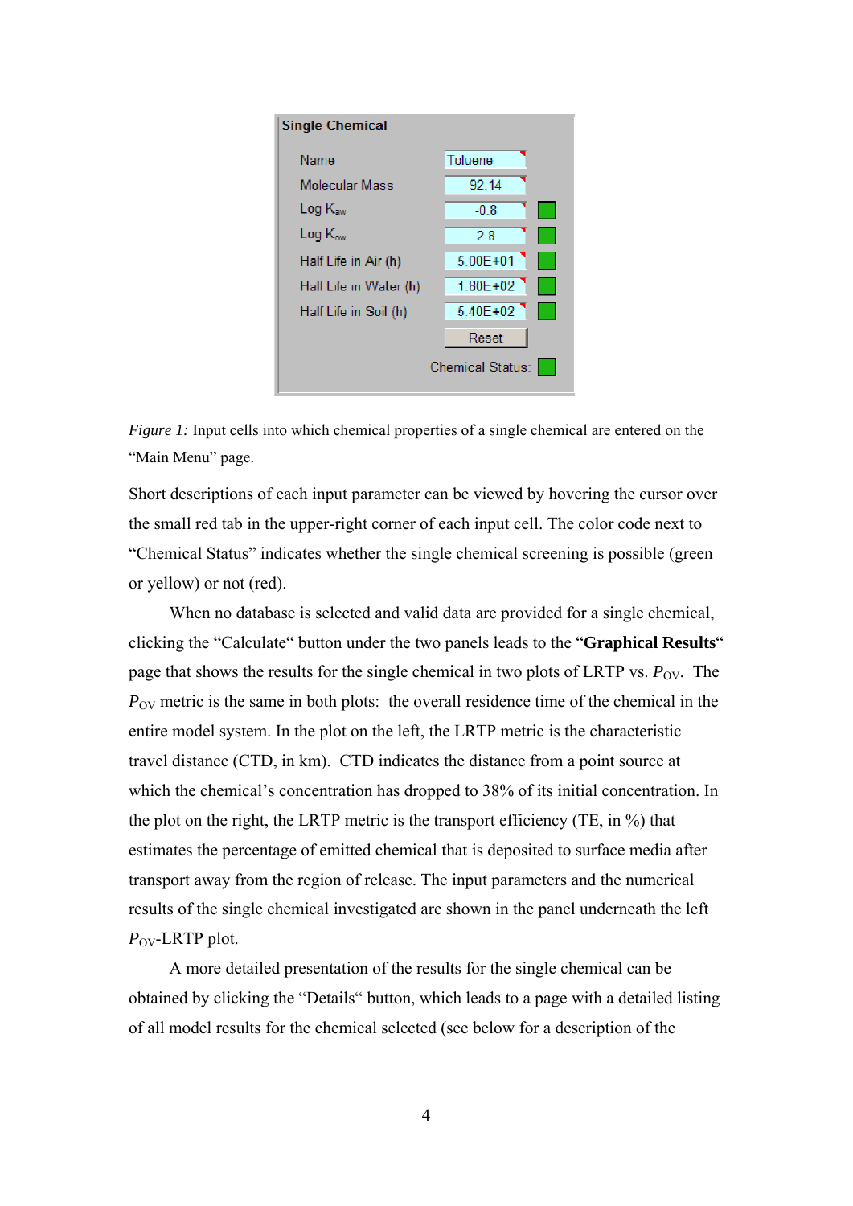| Single Chemical | | |
|---|---|---|
| Name | Toluene | |
| Molecular Mass | 92.14 | |
| Log $K_{aw}$ | -0.8 | |
| Log $K_{ow}$ | 2.8 | |
| Half Life in Air (h) | 5.00E+01 | |
| Half Life in Water (h) | 1.80E+02 | |
| Half Life in Soil (h) | 5.40E+02 | |
| | Reset | |
| | Chemical Status: | |

*Figure 1:* Input cells into which chemical properties of a single chemical are entered on the "Main Menu" page.

Short descriptions of each input parameter can be viewed by hovering the cursor over the small red tab in the upper-right corner of each input cell. The color code next to "Chemical Status" indicates whether the single chemical screening is possible (green or yellow) or not (red).

When no database is selected and valid data are provided for a single chemical, clicking the "Calculate" button under the two panels leads to the "**Graphical Results**" page that shows the results for the single chemical in two plots of LRTP vs. $P_{OV}$. The $P_{OV}$ metric is the same in both plots: the overall residence time of the chemical in the entire model system. In the plot on the left, the LRTP metric is the characteristic travel distance (CTD, in km). CTD indicates the distance from a point source at which the chemical's concentration has dropped to 38% of its initial concentration. In the plot on the right, the LRTP metric is the transport efficiency (TE, in %) that estimates the percentage of emitted chemical that is deposited to surface media after transport away from the region of release. The input parameters and the numerical results of the single chemical investigated are shown in the panel underneath the left $P_{OV}$-LRTP plot.

A more detailed presentation of the results for the single chemical can be obtained by clicking the "Details" button, which leads to a page with a detailed listing of all model results for the chemical selected (see below for a description of the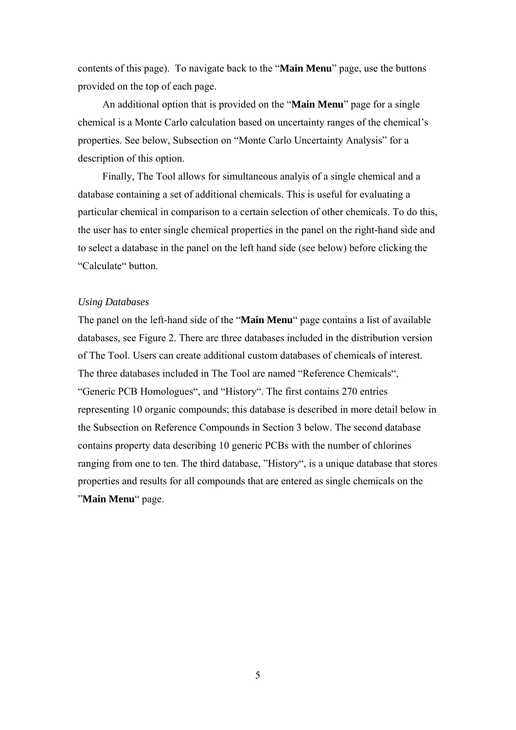contents of this page). To navigate back to the "**Main Menu**" page, use the buttons provided on the top of each page.

An additional option that is provided on the "**Main Menu**" page for a single chemical is a Monte Carlo calculation based on uncertainty ranges of the chemical's properties. See below, Subsection on "Monte Carlo Uncertainty Analysis" for a description of this option.

Finally, The Tool allows for simultaneous analyis of a single chemical and a database containing a set of additional chemicals. This is useful for evaluating a particular chemical in comparison to a certain selection of other chemicals. To do this, the user has to enter single chemical properties in the panel on the right-hand side and to select a database in the panel on the left hand side (see below) before clicking the "Calculate" button.

*Using Databases*

The panel on the left-hand side of the "**Main Menu**" page contains a list of available databases, see Figure 2. There are three databases included in the distribution version of The Tool. Users can create additional custom databases of chemicals of interest. The three databases included in The Tool are named "Reference Chemicals", "Generic PCB Homologues", and "History". The first contains 270 entries representing 10 organic compounds; this database is described in more detail below in the Subsection on Reference Compounds in Section 3 below. The second database contains property data describing 10 generic PCBs with the number of chlorines ranging from one to ten. The third database, "History", is a unique database that stores properties and results for all compounds that are entered as single chemicals on the "**Main Menu**" page.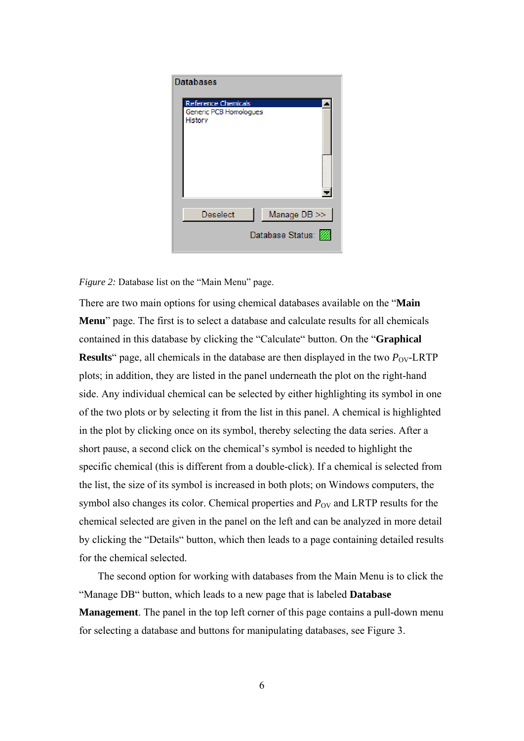*Figure 2:* Database list on the “Main Menu” page.

There are two main options for using chemical databases available on the “**Main Menu**” page. The first is to select a database and calculate results for all chemicals contained in this database by clicking the “Calculate“ button. On the “**Graphical Results**“ page, all chemicals in the database are then displayed in the two $P_{OV}$-LRTP plots; in addition, they are listed in the panel underneath the plot on the right-hand side. Any individual chemical can be selected by either highlighting its symbol in one of the two plots or by selecting it from the list in this panel. A chemical is highlighted in the plot by clicking once on its symbol, thereby selecting the data series. After a short pause, a second click on the chemical’s symbol is needed to highlight the specific chemical (this is different from a double-click). If a chemical is selected from the list, the size of its symbol is increased in both plots; on Windows computers, the symbol also changes its color. Chemical properties and $P_{OV}$ and LRTP results for the chemical selected are given in the panel on the left and can be analyzed in more detail by clicking the “Details“ button, which then leads to a page containing detailed results for the chemical selected.

The second option for working with databases from the Main Menu is to click the “Manage DB“ button, which leads to a new page that is labeled **Database Management**. The panel in the top left corner of this page contains a pull-down menu for selecting a database and buttons for manipulating databases, see Figure 3.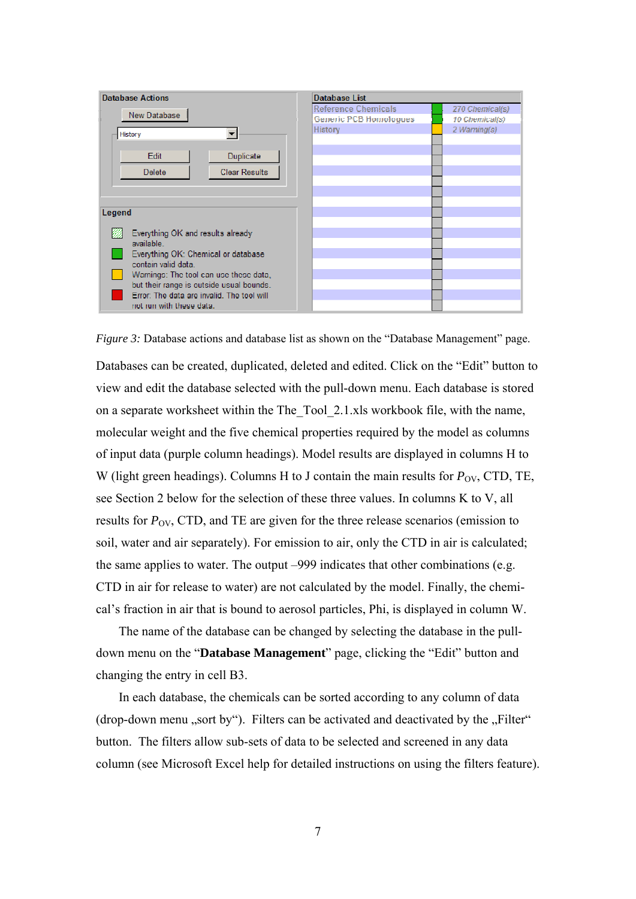*Figure 3:* Database actions and database list as shown on the "Database Management" page.

Databases can be created, duplicated, deleted and edited. Click on the "Edit" button to view and edit the database selected with the pull-down menu. Each database is stored on a separate worksheet within the The_Tool_2.1.xls workbook file, with the name, molecular weight and the five chemical properties required by the model as columns of input data (purple column headings). Model results are displayed in columns H to W (light green headings). Columns H to J contain the main results for $P_{OV}$, CTD, TE, see Section 2 below for the selection of these three values. In columns K to V, all results for $P_{OV}$, CTD, and TE are given for the three release scenarios (emission to soil, water and air separately). For emission to air, only the CTD in air is calculated; the same applies to water. The output –999 indicates that other combinations (e.g. CTD in air for release to water) are not calculated by the model. Finally, the chemical's fraction in air that is bound to aerosol particles, Phi, is displayed in column W.

The name of the database can be changed by selecting the database in the pull-down menu on the "**Database Management**" page, clicking the "Edit" button and changing the entry in cell B3.

In each database, the chemicals can be sorted according to any column of data (drop-down menu „sort by"). Filters can be activated and deactivated by the „Filter" button. The filters allow sub-sets of data to be selected and screened in any data column (see Microsoft Excel help for detailed instructions on using the filters feature).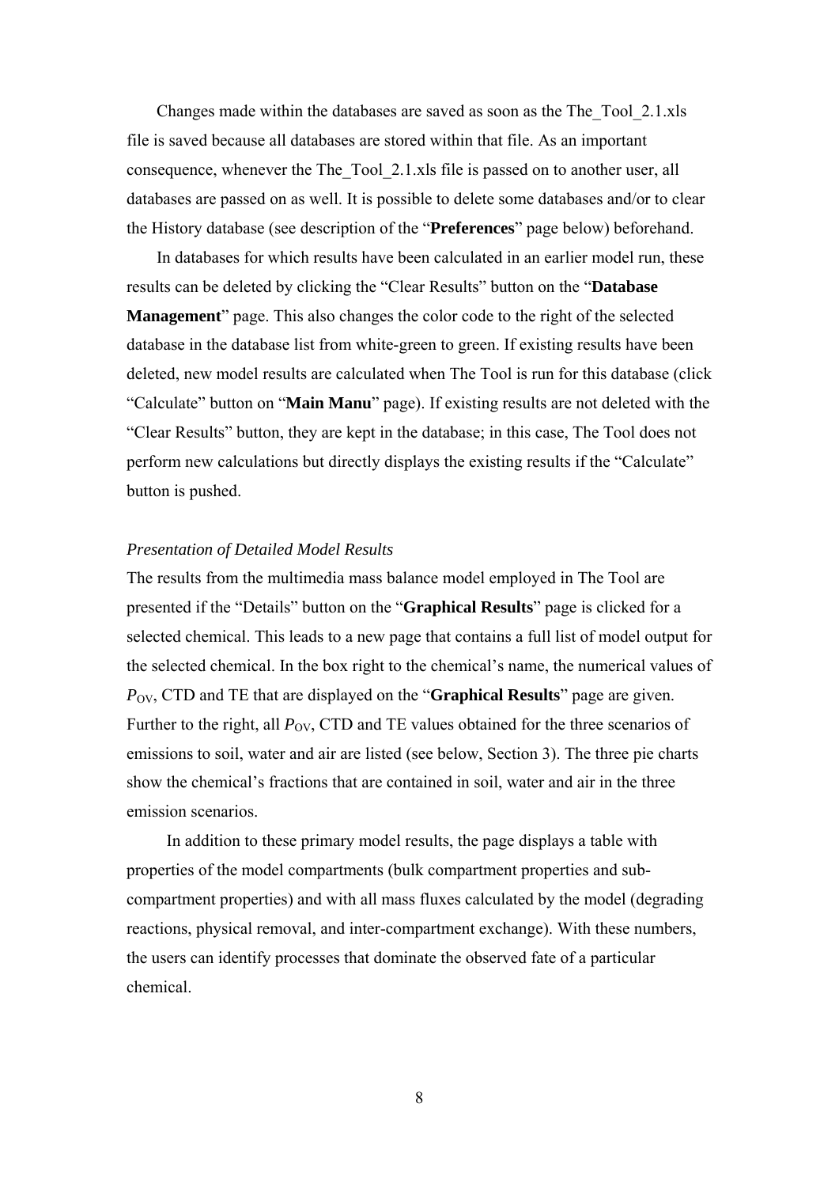Changes made within the databases are saved as soon as the The_Tool_2.1.xls file is saved because all databases are stored within that file. As an important consequence, whenever the The_Tool_2.1.xls file is passed on to another user, all databases are passed on as well. It is possible to delete some databases and/or to clear the History database (see description of the "**Preferences**" page below) beforehand.

In databases for which results have been calculated in an earlier model run, these results can be deleted by clicking the "Clear Results" button on the "**Database Management**" page. This also changes the color code to the right of the selected database in the database list from white-green to green. If existing results have been deleted, new model results are calculated when The Tool is run for this database (click "Calculate" button on "**Main Manu**" page). If existing results are not deleted with the "Clear Results" button, they are kept in the database; in this case, The Tool does not perform new calculations but directly displays the existing results if the "Calculate" button is pushed.

*Presentation of Detailed Model Results*

The results from the multimedia mass balance model employed in The Tool are presented if the "Details" button on the "**Graphical Results**" page is clicked for a selected chemical. This leads to a new page that contains a full list of model output for the selected chemical. In the box right to the chemical's name, the numerical values of $P_{OV}$, CTD and TE that are displayed on the "**Graphical Results**" page are given. Further to the right, all $P_{OV}$, CTD and TE values obtained for the three scenarios of emissions to soil, water and air are listed (see below, Section 3). The three pie charts show the chemical's fractions that are contained in soil, water and air in the three emission scenarios.

In addition to these primary model results, the page displays a table with properties of the model compartments (bulk compartment properties and sub-compartment properties) and with all mass fluxes calculated by the model (degrading reactions, physical removal, and inter-compartment exchange). With these numbers, the users can identify processes that dominate the observed fate of a particular chemical.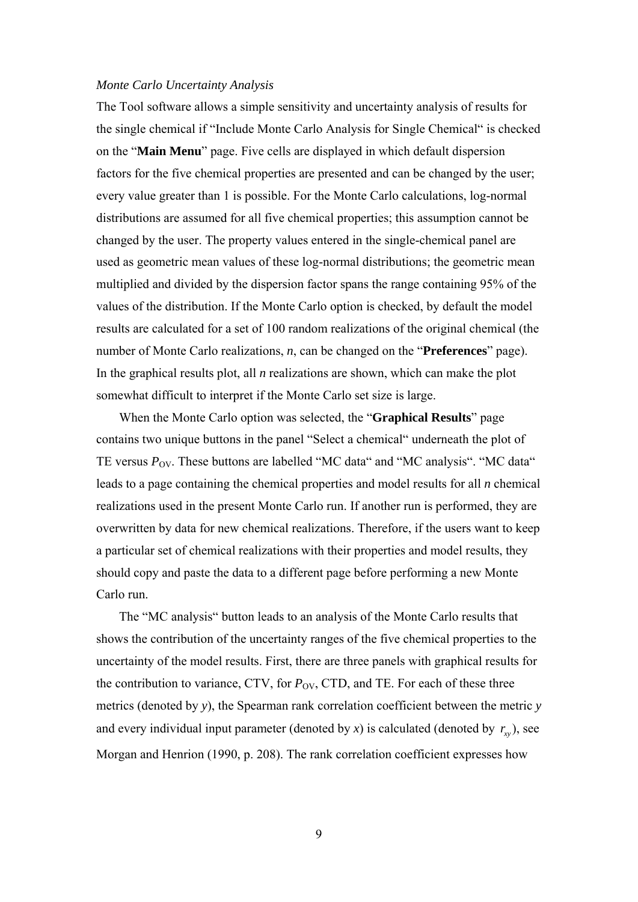*Monte Carlo Uncertainty Analysis*

The Tool software allows a simple sensitivity and uncertainty analysis of results for the single chemical if “Include Monte Carlo Analysis for Single Chemical“ is checked on the “**Main Menu**” page. Five cells are displayed in which default dispersion factors for the five chemical properties are presented and can be changed by the user; every value greater than 1 is possible. For the Monte Carlo calculations, log-normal distributions are assumed for all five chemical properties; this assumption cannot be changed by the user. The property values entered in the single-chemical panel are used as geometric mean values of these log-normal distributions; the geometric mean multiplied and divided by the dispersion factor spans the range containing 95% of the values of the distribution. If the Monte Carlo option is checked, by default the model results are calculated for a set of 100 random realizations of the original chemical (the number of Monte Carlo realizations, *n*, can be changed on the “**Preferences**” page). In the graphical results plot, all *n* realizations are shown, which can make the plot somewhat difficult to interpret if the Monte Carlo set size is large.

When the Monte Carlo option was selected, the “**Graphical Results**” page contains two unique buttons in the panel “Select a chemical“ underneath the plot of TE versus $P_{OV}$. These buttons are labelled “MC data“ and “MC analysis“. “MC data“ leads to a page containing the chemical properties and model results for all *n* chemical realizations used in the present Monte Carlo run. If another run is performed, they are overwritten by data for new chemical realizations. Therefore, if the users want to keep a particular set of chemical realizations with their properties and model results, they should copy and paste the data to a different page before performing a new Monte Carlo run.

The “MC analysis“ button leads to an analysis of the Monte Carlo results that shows the contribution of the uncertainty ranges of the five chemical properties to the uncertainty of the model results. First, there are three panels with graphical results for the contribution to variance, CTV, for $P_{OV}$, CTD, and TE. For each of these three metrics (denoted by *y*), the Spearman rank correlation coefficient between the metric *y* and every individual input parameter (denoted by *x*) is calculated (denoted by $r_{xy}$), see Morgan and Henrion (1990, p. 208). The rank correlation coefficient expresses how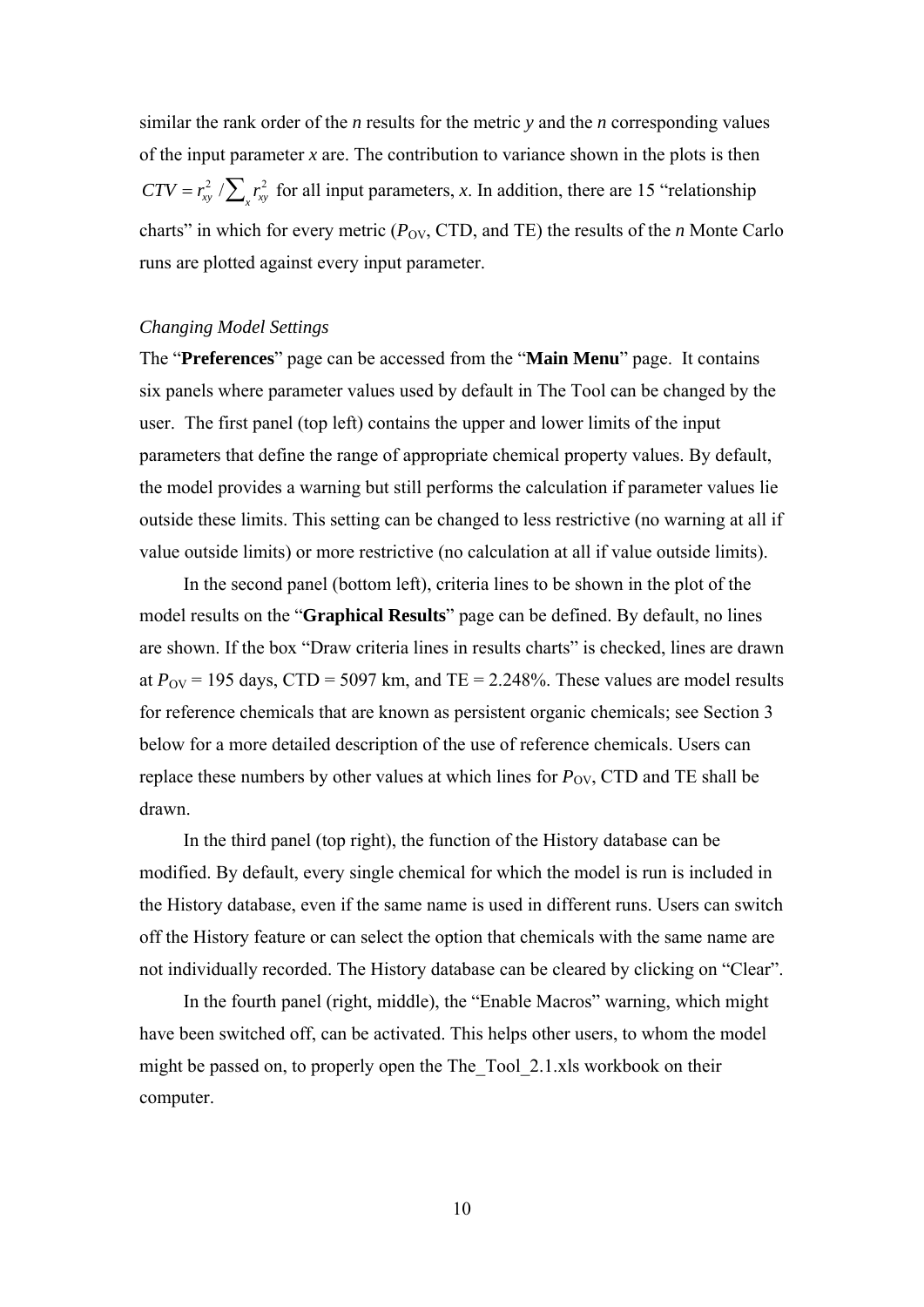similar the rank order of the *n* results for the metric *y* and the *n* corresponding values of the input parameter *x* are. The contribution to variance shown in the plots is then $CTV = r_{xy}^2 / \sum_x r_{xy}^2$ for all input parameters, *x*. In addition, there are 15 "relationship charts" in which for every metric ($P_{OV}$, CTD, and TE) the results of the *n* Monte Carlo runs are plotted against every input parameter.

*Changing Model Settings*

The "**Preferences**" page can be accessed from the "**Main Menu**" page. It contains six panels where parameter values used by default in The Tool can be changed by the user. The first panel (top left) contains the upper and lower limits of the input parameters that define the range of appropriate chemical property values. By default, the model provides a warning but still performs the calculation if parameter values lie outside these limits. This setting can be changed to less restrictive (no warning at all if value outside limits) or more restrictive (no calculation at all if value outside limits).

In the second panel (bottom left), criteria lines to be shown in the plot of the model results on the "**Graphical Results**" page can be defined. By default, no lines are shown. If the box "Draw criteria lines in results charts" is checked, lines are drawn at $P_{OV}$ = 195 days, CTD = 5097 km, and TE = 2.248%. These values are model results for reference chemicals that are known as persistent organic chemicals; see Section 3 below for a more detailed description of the use of reference chemicals. Users can replace these numbers by other values at which lines for $P_{OV}$, CTD and TE shall be drawn.

In the third panel (top right), the function of the History database can be modified. By default, every single chemical for which the model is run is included in the History database, even if the same name is used in different runs. Users can switch off the History feature or can select the option that chemicals with the same name are not individually recorded. The History database can be cleared by clicking on "Clear".

In the fourth panel (right, middle), the "Enable Macros" warning, which might have been switched off, can be activated. This helps other users, to whom the model might be passed on, to properly open the The_Tool_2.1.xls workbook on their computer.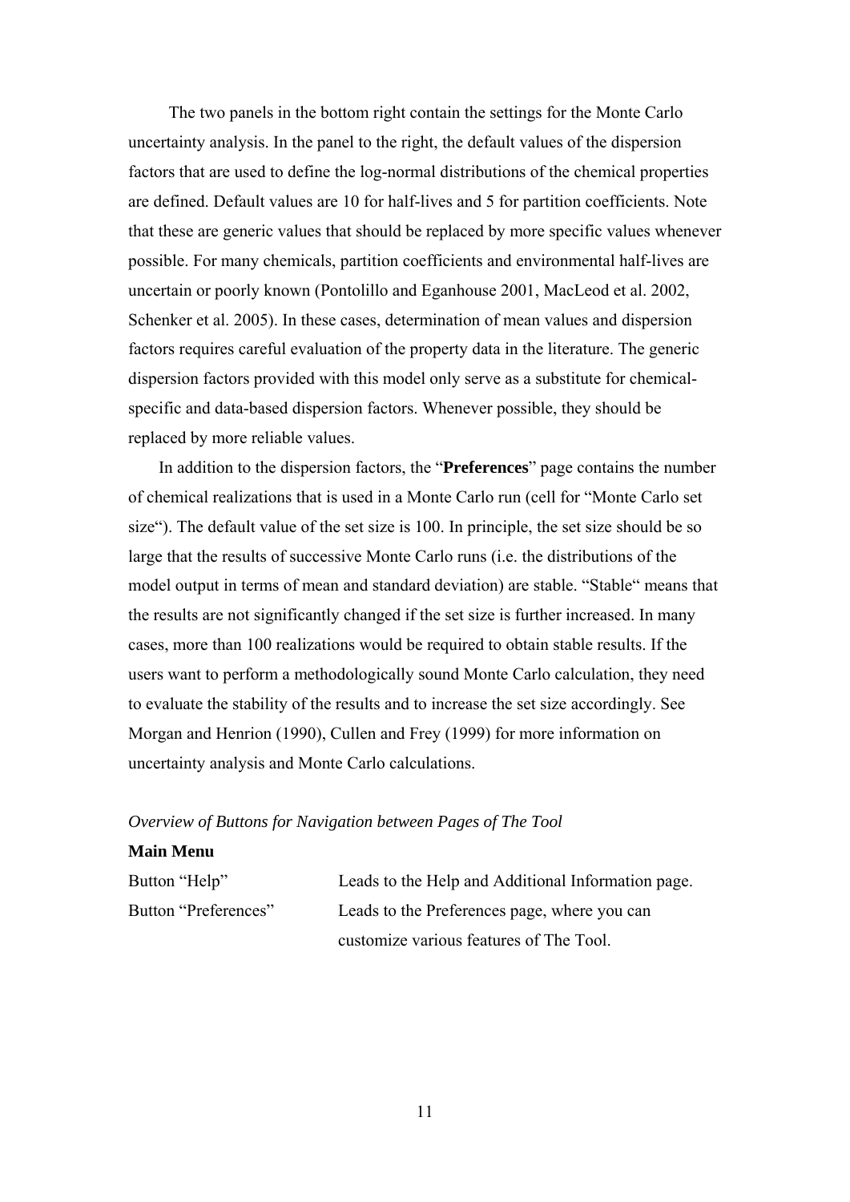The two panels in the bottom right contain the settings for the Monte Carlo uncertainty analysis. In the panel to the right, the default values of the dispersion factors that are used to define the log-normal distributions of the chemical properties are defined. Default values are 10 for half-lives and 5 for partition coefficients. Note that these are generic values that should be replaced by more specific values whenever possible. For many chemicals, partition coefficients and environmental half-lives are uncertain or poorly known (Pontolillo and Eganhouse 2001, MacLeod et al. 2002, Schenker et al. 2005). In these cases, determination of mean values and dispersion factors requires careful evaluation of the property data in the literature. The generic dispersion factors provided with this model only serve as a substitute for chemical-specific and data-based dispersion factors. Whenever possible, they should be replaced by more reliable values.

In addition to the dispersion factors, the "**Preferences**" page contains the number of chemical realizations that is used in a Monte Carlo run (cell for "Monte Carlo set size"). The default value of the set size is 100. In principle, the set size should be so large that the results of successive Monte Carlo runs (i.e. the distributions of the model output in terms of mean and standard deviation) are stable. "Stable" means that the results are not significantly changed if the set size is further increased. In many cases, more than 100 realizations would be required to obtain stable results. If the users want to perform a methodologically sound Monte Carlo calculation, they need to evaluate the stability of the results and to increase the set size accordingly. See Morgan and Henrion (1990), Cullen and Frey (1999) for more information on uncertainty analysis and Monte Carlo calculations.

*Overview of Buttons for Navigation between Pages of The Tool*

**Main Menu**

| | |
|---|---|
| Button "Help" | Leads to the Help and Additional Information page. |
| Button "Preferences" | Leads to the Preferences page, where you can customize various features of The Tool. |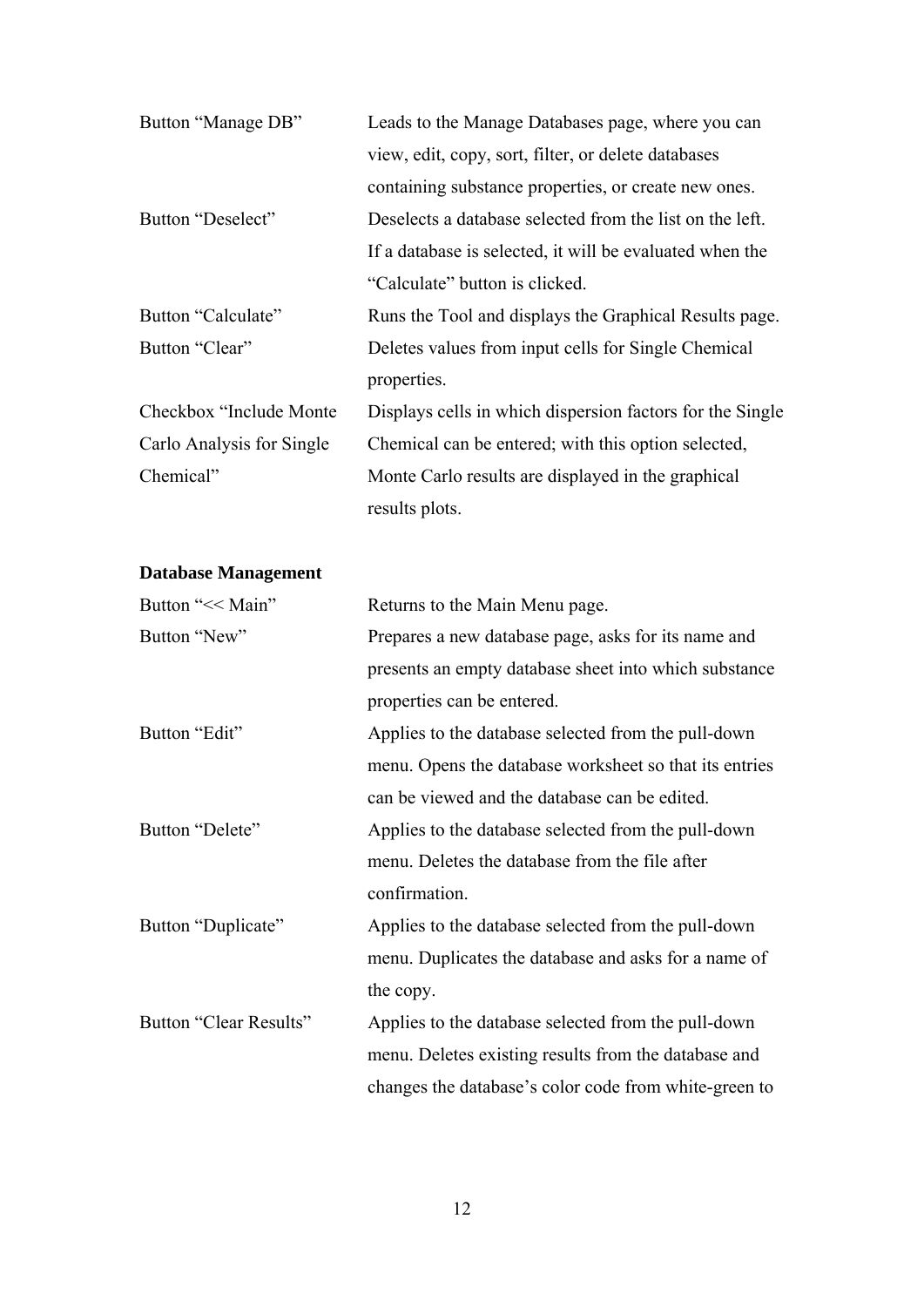| | |
|---|---|
| Button “Manage DB” | Leads to the Manage Databases page, where you can view, edit, copy, sort, filter, or delete databases containing substance properties, or create new ones. |
| Button “Deselect” | Deselects a database selected from the list on the left. If a database is selected, it will be evaluated when the “Calculate” button is clicked. |
| Button “Calculate” | Runs the Tool and displays the Graphical Results page. |
| Button “Clear” | Deletes values from input cells for Single Chemical properties. |
| Checkbox “Include Monte Carlo Analysis for Single Chemical” | Displays cells in which dispersion factors for the Single Chemical can be entered; with this option selected, Monte Carlo results are displayed in the graphical results plots. |

**Database Management**

| | |
|---|---|
| Button “<< Main” | Returns to the Main Menu page. |
| Button “New” | Prepares a new database page, asks for its name and presents an empty database sheet into which substance properties can be entered. |
| Button “Edit” | Applies to the database selected from the pull-down menu. Opens the database worksheet so that its entries can be viewed and the database can be edited. |
| Button “Delete” | Applies to the database selected from the pull-down menu. Deletes the database from the file after confirmation. |
| Button “Duplicate” | Applies to the database selected from the pull-down menu. Duplicates the database and asks for a name of the copy. |
| Button “Clear Results” | Applies to the database selected from the pull-down menu. Deletes existing results from the database and changes the database’s color code from white-green to |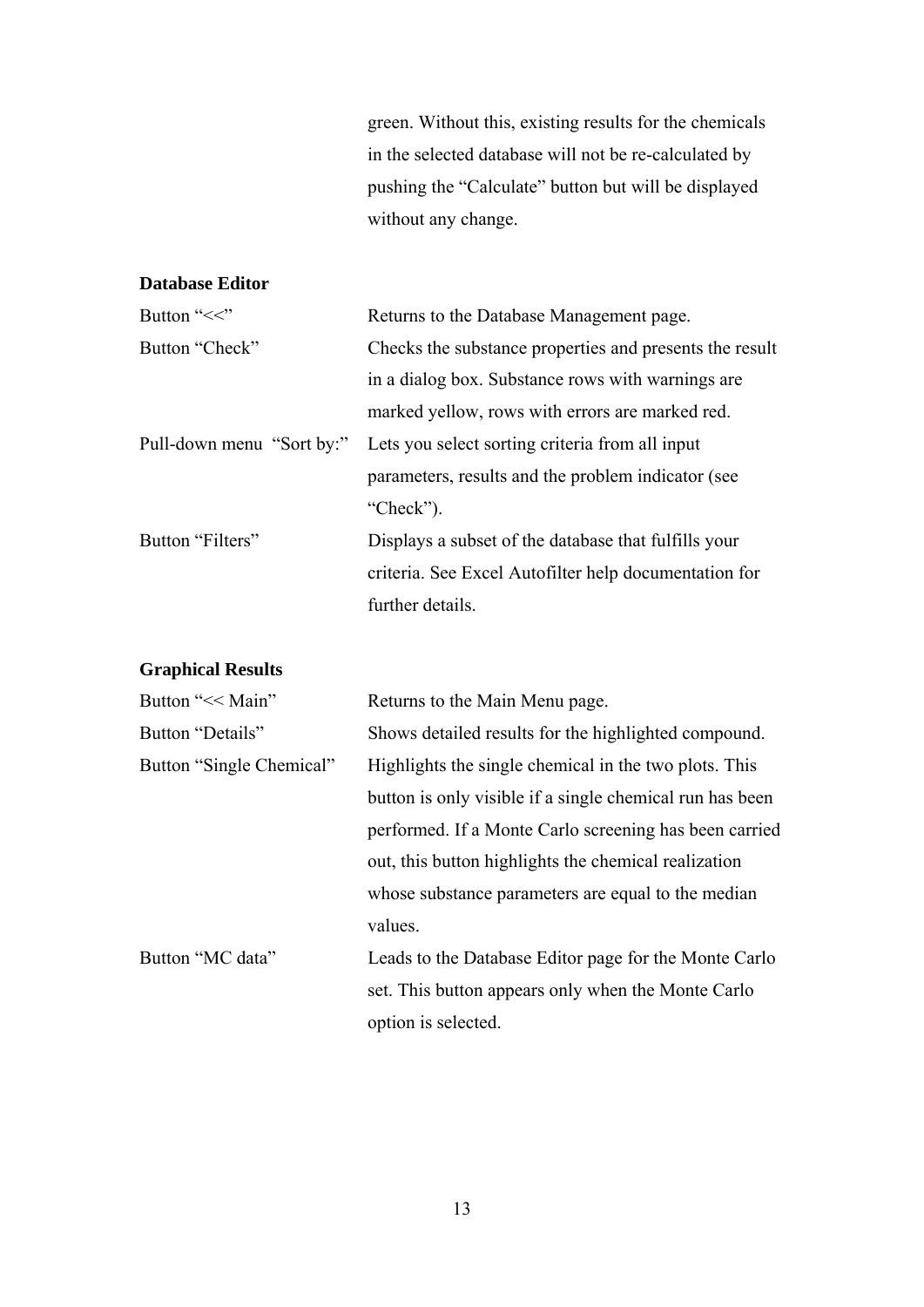green. Without this, existing results for the chemicals in the selected database will not be re-calculated by pushing the "Calculate" button but will be displayed without any change.

**Database Editor**

| | |
|---|---|
| Button "<<" | Returns to the Database Management page. |
| Button "Check" | Checks the substance properties and presents the result in a dialog box. Substance rows with warnings are marked yellow, rows with errors are marked red. |
| Pull-down menu "Sort by:" | Lets you select sorting criteria from all input parameters, results and the problem indicator (see "Check"). |
| Button "Filters" | Displays a subset of the database that fulfills your criteria. See Excel Autofilter help documentation for further details. |

**Graphical Results**

| | |
|---|---|
| Button "<< Main" | Returns to the Main Menu page. |
| Button "Details" | Shows detailed results for the highlighted compound. |
| Button "Single Chemical" | Highlights the single chemical in the two plots. This button is only visible if a single chemical run has been performed. If a Monte Carlo screening has been carried out, this button highlights the chemical realization whose substance parameters are equal to the median values. |
| Button "MC data" | Leads to the Database Editor page for the Monte Carlo set. This button appears only when the Monte Carlo option is selected. |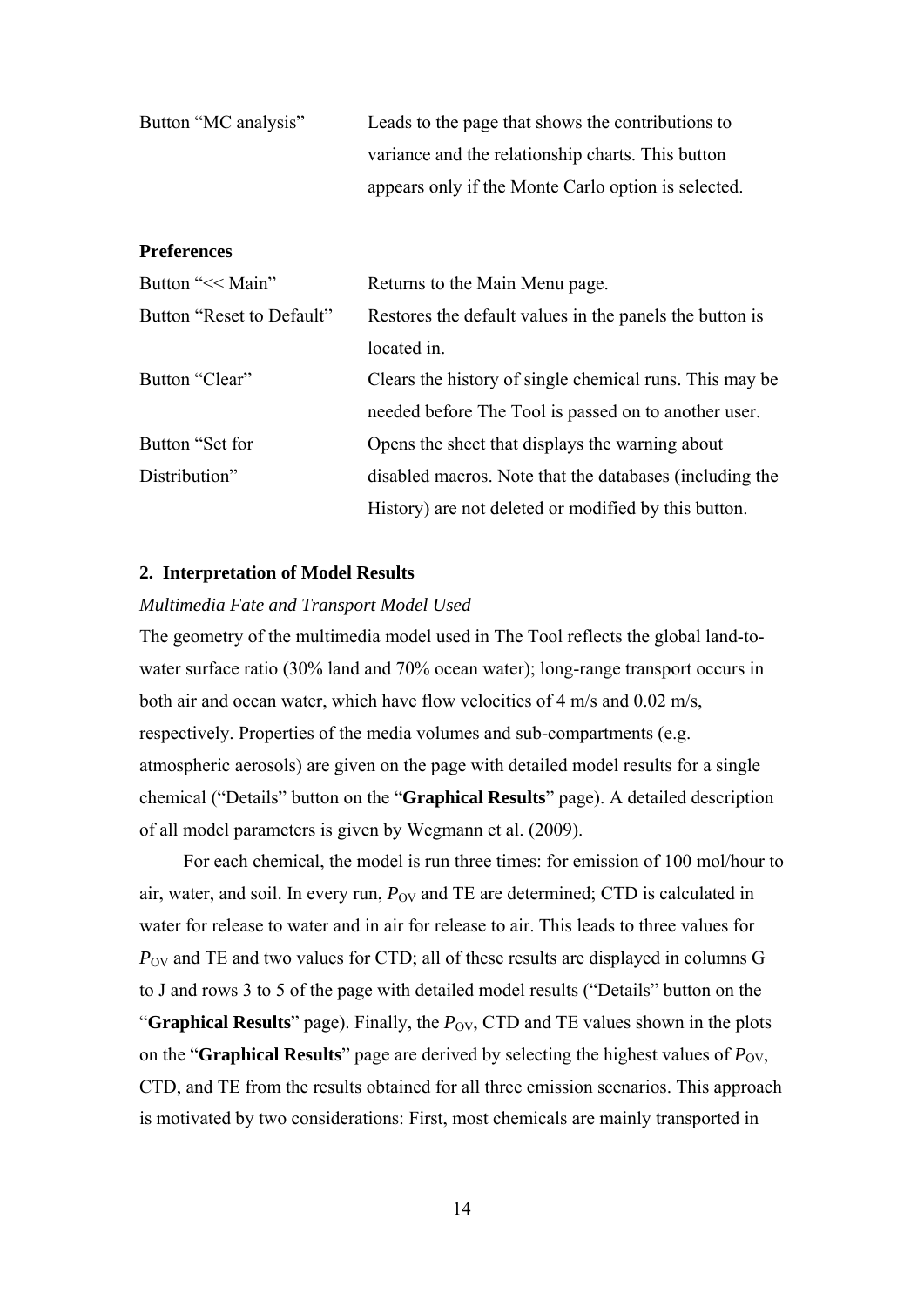| | |
|---|---|
| Button “MC analysis” | Leads to the page that shows the contributions to variance and the relationship charts. This button appears only if the Monte Carlo option is selected. |

**Preferences**

| | |
|---|---|
| Button “<< Main” | Returns to the Main Menu page. |
| Button “Reset to Default” | Restores the default values in the panels the button is located in. |
| Button “Clear” | Clears the history of single chemical runs. This may be needed before The Tool is passed on to another user. |
| Button “Set for Distribution” | Opens the sheet that displays the warning about disabled macros. Note that the databases (including the History) are not deleted or modified by this button. |

## 2. Interpretation of Model Results

*Multimedia Fate and Transport Model Used*

The geometry of the multimedia model used in The Tool reflects the global land-to-water surface ratio (30% land and 70% ocean water); long-range transport occurs in both air and ocean water, which have flow velocities of 4 m/s and 0.02 m/s, respectively. Properties of the media volumes and sub-compartments (e.g. atmospheric aerosols) are given on the page with detailed model results for a single chemical (“Details” button on the “**Graphical Results**” page). A detailed description of all model parameters is given by Wegmann et al. (2009).

For each chemical, the model is run three times: for emission of 100 mol/hour to air, water, and soil. In every run, $P_{OV}$ and TE are determined; CTD is calculated in water for release to water and in air for release to air. This leads to three values for $P_{OV}$ and TE and two values for CTD; all of these results are displayed in columns G to J and rows 3 to 5 of the page with detailed model results (“Details” button on the “**Graphical Results**” page). Finally, the $P_{OV}$, CTD and TE values shown in the plots on the “**Graphical Results**” page are derived by selecting the highest values of $P_{OV}$, CTD, and TE from the results obtained for all three emission scenarios. This approach is motivated by two considerations: First, most chemicals are mainly transported in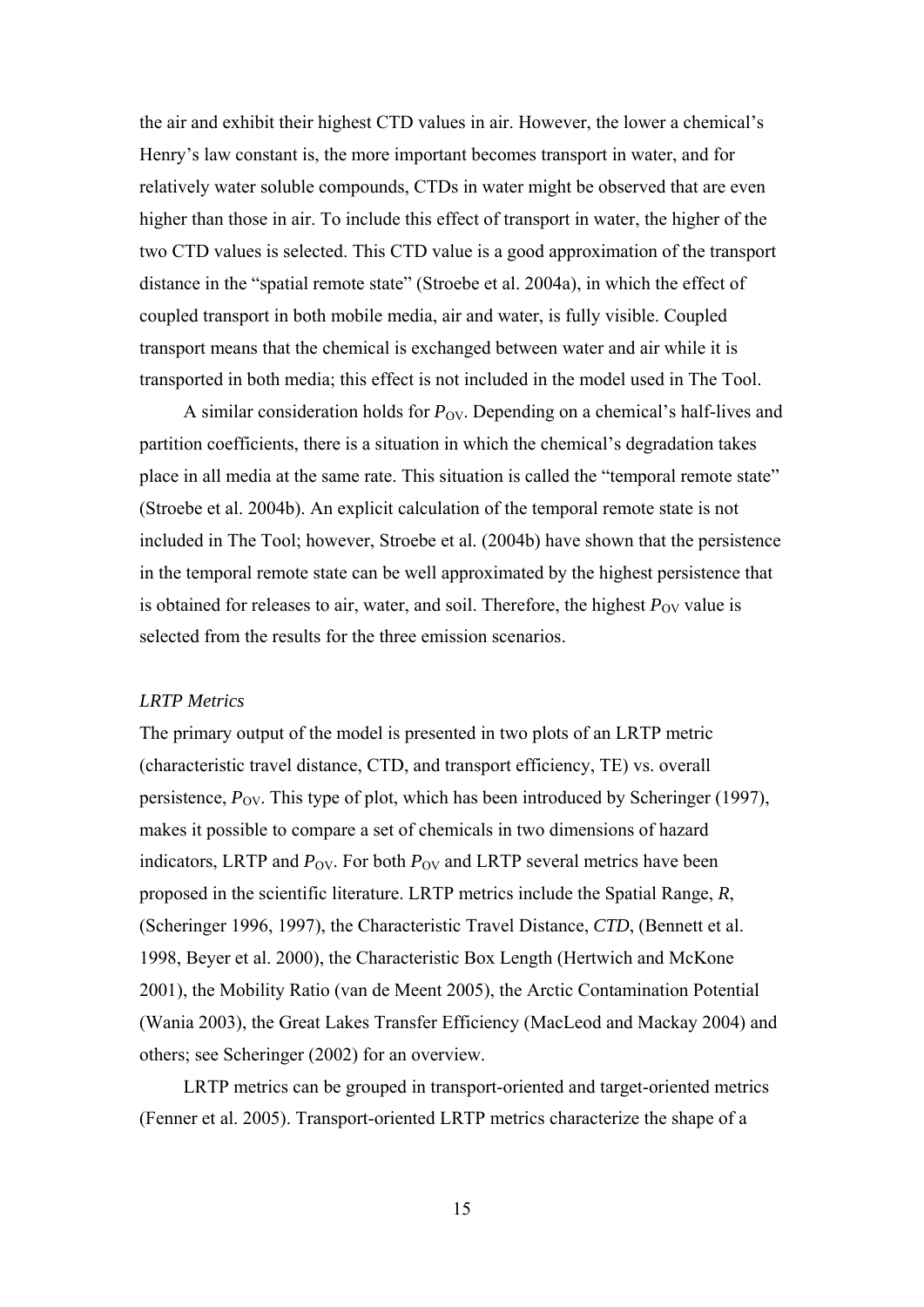the air and exhibit their highest CTD values in air. However, the lower a chemical's Henry's law constant is, the more important becomes transport in water, and for relatively water soluble compounds, CTDs in water might be observed that are even higher than those in air. To include this effect of transport in water, the higher of the two CTD values is selected. This CTD value is a good approximation of the transport distance in the "spatial remote state" (Stroebe et al. 2004a), in which the effect of coupled transport in both mobile media, air and water, is fully visible. Coupled transport means that the chemical is exchanged between water and air while it is transported in both media; this effect is not included in the model used in The Tool.

A similar consideration holds for $P_{OV}$. Depending on a chemical's half-lives and partition coefficients, there is a situation in which the chemical's degradation takes place in all media at the same rate. This situation is called the "temporal remote state" (Stroebe et al. 2004b). An explicit calculation of the temporal remote state is not included in The Tool; however, Stroebe et al. (2004b) have shown that the persistence in the temporal remote state can be well approximated by the highest persistence that is obtained for releases to air, water, and soil. Therefore, the highest $P_{OV}$ value is selected from the results for the three emission scenarios.

*LRTP Metrics*

The primary output of the model is presented in two plots of an LRTP metric (characteristic travel distance, CTD, and transport efficiency, TE) vs. overall persistence, $P_{OV}$. This type of plot, which has been introduced by Scheringer (1997), makes it possible to compare a set of chemicals in two dimensions of hazard indicators, LRTP and $P_{OV}$. For both $P_{OV}$ and LRTP several metrics have been proposed in the scientific literature. LRTP metrics include the Spatial Range, *R*, (Scheringer 1996, 1997), the Characteristic Travel Distance, *CTD*, (Bennett et al. 1998, Beyer et al. 2000), the Characteristic Box Length (Hertwich and McKone 2001), the Mobility Ratio (van de Meent 2005), the Arctic Contamination Potential (Wania 2003), the Great Lakes Transfer Efficiency (MacLeod and Mackay 2004) and others; see Scheringer (2002) for an overview.

LRTP metrics can be grouped in transport-oriented and target-oriented metrics (Fenner et al. 2005). Transport-oriented LRTP metrics characterize the shape of a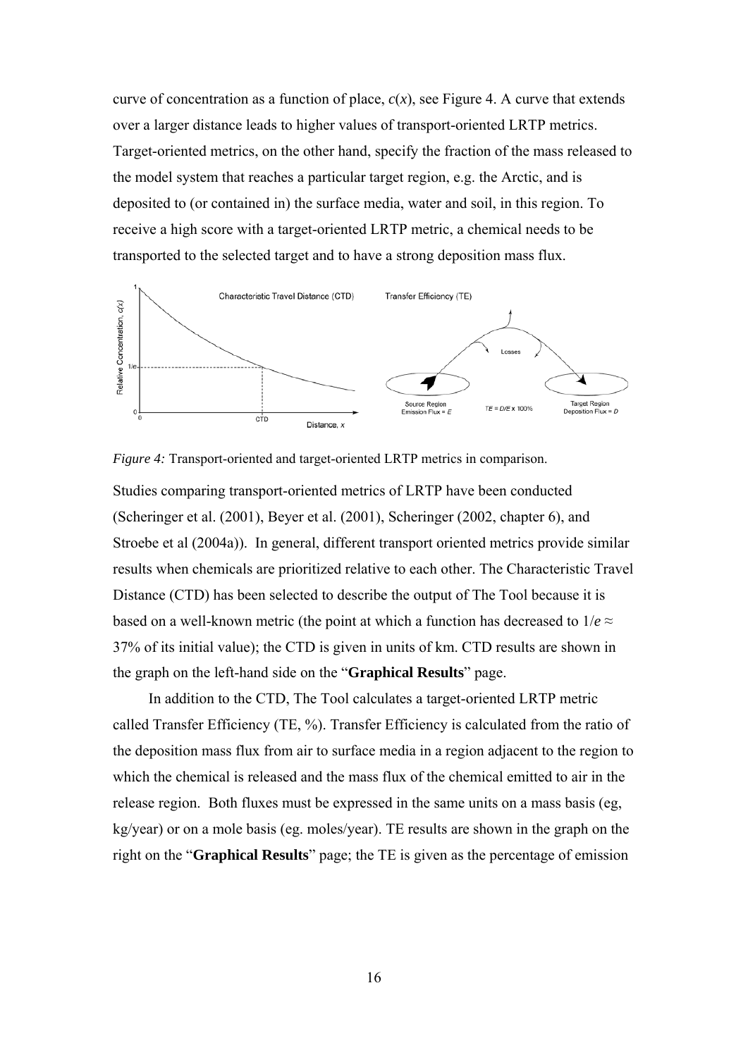curve of concentration as a function of place, $c(x)$, see Figure 4. A curve that extends over a larger distance leads to higher values of transport-oriented LRTP metrics. Target-oriented metrics, on the other hand, specify the fraction of the mass released to the model system that reaches a particular target region, e.g. the Arctic, and is deposited to (or contained in) the surface media, water and soil, in this region. To receive a high score with a target-oriented LRTP metric, a chemical needs to be transported to the selected target and to have a strong deposition mass flux.

*Figure 4:* Transport-oriented and target-oriented LRTP metrics in comparison.

Studies comparing transport-oriented metrics of LRTP have been conducted (Scheringer et al. (2001), Beyer et al. (2001), Scheringer (2002, chapter 6), and Stroebe et al (2004a)). In general, different transport oriented metrics provide similar results when chemicals are prioritized relative to each other. The Characteristic Travel Distance (CTD) has been selected to describe the output of The Tool because it is based on a well-known metric (the point at which a function has decreased to $1/e \approx$ 37% of its initial value); the CTD is given in units of km. CTD results are shown in the graph on the left-hand side on the "**Graphical Results**" page.

In addition to the CTD, The Tool calculates a target-oriented LRTP metric called Transfer Efficiency (TE, %). Transfer Efficiency is calculated from the ratio of the deposition mass flux from air to surface media in a region adjacent to the region to which the chemical is released and the mass flux of the chemical emitted to air in the release region. Both fluxes must be expressed in the same units on a mass basis (eg, kg/year) or on a mole basis (eg. moles/year). TE results are shown in the graph on the right on the "**Graphical Results**" page; the TE is given as the percentage of emission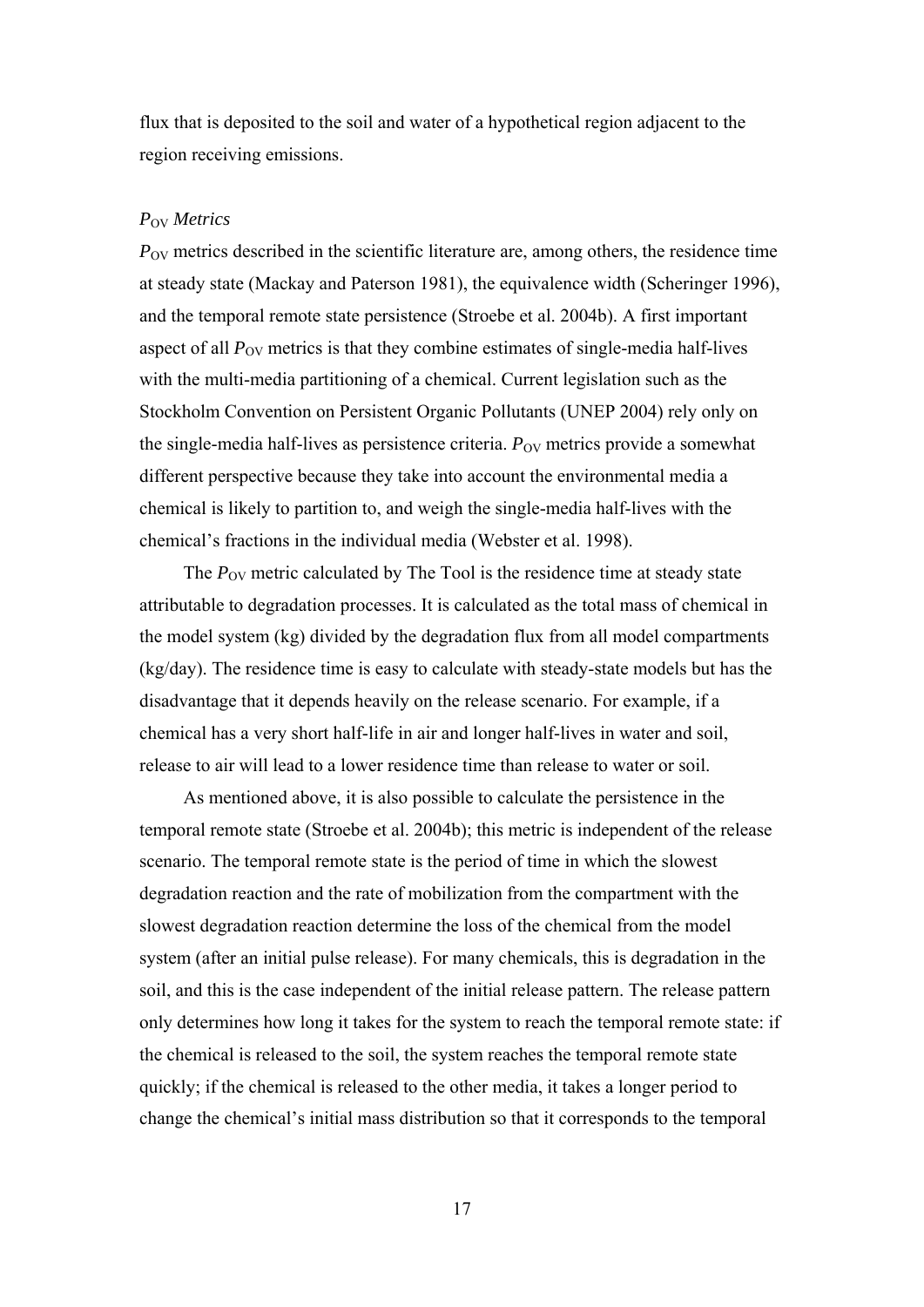flux that is deposited to the soil and water of a hypothetical region adjacent to the region receiving emissions.

### *$P_{OV}$ Metrics*

$P_{OV}$ metrics described in the scientific literature are, among others, the residence time at steady state (Mackay and Paterson 1981), the equivalence width (Scheringer 1996), and the temporal remote state persistence (Stroebe et al. 2004b). A first important aspect of all $P_{OV}$ metrics is that they combine estimates of single-media half-lives with the multi-media partitioning of a chemical. Current legislation such as the Stockholm Convention on Persistent Organic Pollutants (UNEP 2004) rely only on the single-media half-lives as persistence criteria. $P_{OV}$ metrics provide a somewhat different perspective because they take into account the environmental media a chemical is likely to partition to, and weigh the single-media half-lives with the chemical's fractions in the individual media (Webster et al. 1998).

The $P_{OV}$ metric calculated by The Tool is the residence time at steady state attributable to degradation processes. It is calculated as the total mass of chemical in the model system (kg) divided by the degradation flux from all model compartments (kg/day). The residence time is easy to calculate with steady-state models but has the disadvantage that it depends heavily on the release scenario. For example, if a chemical has a very short half-life in air and longer half-lives in water and soil, release to air will lead to a lower residence time than release to water or soil.

As mentioned above, it is also possible to calculate the persistence in the temporal remote state (Stroebe et al. 2004b); this metric is independent of the release scenario. The temporal remote state is the period of time in which the slowest degradation reaction and the rate of mobilization from the compartment with the slowest degradation reaction determine the loss of the chemical from the model system (after an initial pulse release). For many chemicals, this is degradation in the soil, and this is the case independent of the initial release pattern. The release pattern only determines how long it takes for the system to reach the temporal remote state: if the chemical is released to the soil, the system reaches the temporal remote state quickly; if the chemical is released to the other media, it takes a longer period to change the chemical's initial mass distribution so that it corresponds to the temporal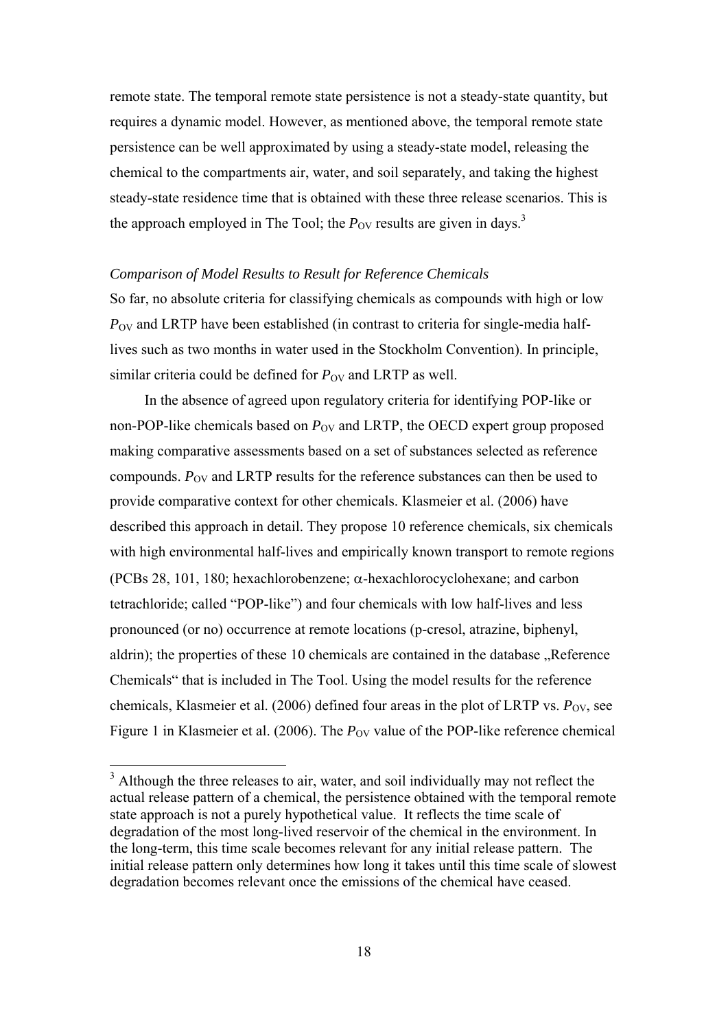remote state. The temporal remote state persistence is not a steady-state quantity, but requires a dynamic model. However, as mentioned above, the temporal remote state persistence can be well approximated by using a steady-state model, releasing the chemical to the compartments air, water, and soil separately, and taking the highest steady-state residence time that is obtained with these three release scenarios. This is the approach employed in The Tool; the $P_{OV}$ results are given in days.[3]

*Comparison of Model Results to Result for Reference Chemicals*

So far, no absolute criteria for classifying chemicals as compounds with high or low $P_{OV}$ and LRTP have been established (in contrast to criteria for single-media half-lives such as two months in water used in the Stockholm Convention). In principle, similar criteria could be defined for $P_{OV}$ and LRTP as well.

In the absence of agreed upon regulatory criteria for identifying POP-like or non-POP-like chemicals based on $P_{OV}$ and LRTP, the OECD expert group proposed making comparative assessments based on a set of substances selected as reference compounds. $P_{OV}$ and LRTP results for the reference substances can then be used to provide comparative context for other chemicals. Klasmeier et al. (2006) have described this approach in detail. They propose 10 reference chemicals, six chemicals with high environmental half-lives and empirically known transport to remote regions (PCBs 28, 101, 180; hexachlorobenzene; $\alpha$-hexachlorocyclohexane; and carbon tetrachloride; called "POP-like") and four chemicals with low half-lives and less pronounced (or no) occurrence at remote locations (p-cresol, atrazine, biphenyl, aldrin); the properties of these 10 chemicals are contained in the database „Reference Chemicals" that is included in The Tool. Using the model results for the reference chemicals, Klasmeier et al. (2006) defined four areas in the plot of LRTP vs. $P_{OV}$, see Figure 1 in Klasmeier et al. (2006). The $P_{OV}$ value of the POP-like reference chemical

[3] Although the three releases to air, water, and soil individually may not reflect the actual release pattern of a chemical, the persistence obtained with the temporal remote state approach is not a purely hypothetical value. It reflects the time scale of degradation of the most long-lived reservoir of the chemical in the environment. In the long-term, this time scale becomes relevant for any initial release pattern. The initial release pattern only determines how long it takes until this time scale of slowest degradation becomes relevant once the emissions of the chemical have ceased.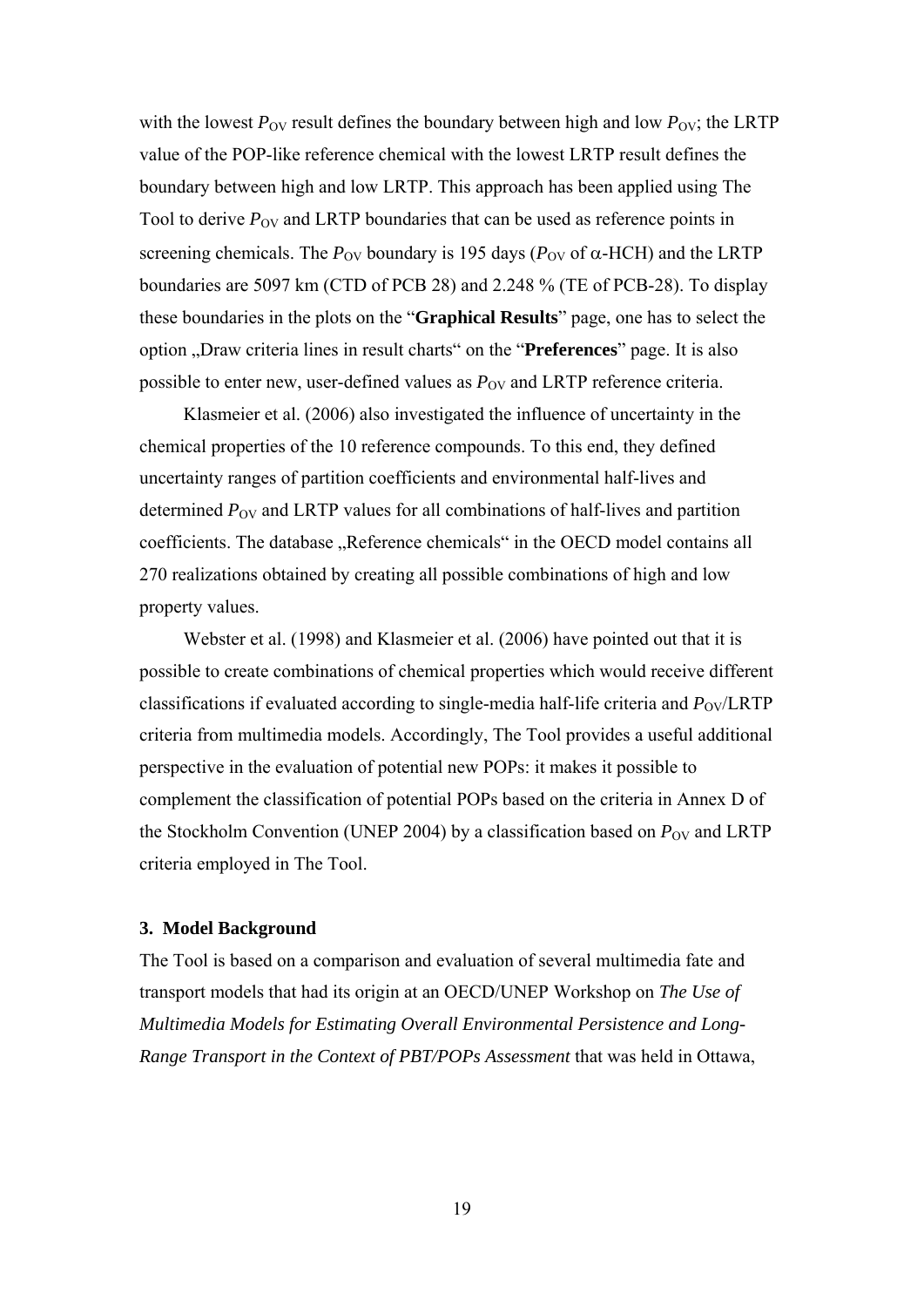with the lowest $P_{OV}$ result defines the boundary between high and low $P_{OV}$; the LRTP value of the POP-like reference chemical with the lowest LRTP result defines the boundary between high and low LRTP. This approach has been applied using The Tool to derive $P_{OV}$ and LRTP boundaries that can be used as reference points in screening chemicals. The $P_{OV}$ boundary is 195 days ($P_{OV}$ of $\alpha$-HCH) and the LRTP boundaries are 5097 km (CTD of PCB 28) and 2.248 % (TE of PCB-28). To display these boundaries in the plots on the "**Graphical Results**" page, one has to select the option „Draw criteria lines in result charts" on the "**Preferences**" page. It is also possible to enter new, user-defined values as $P_{OV}$ and LRTP reference criteria.

Klasmeier et al. (2006) also investigated the influence of uncertainty in the chemical properties of the 10 reference compounds. To this end, they defined uncertainty ranges of partition coefficients and environmental half-lives and determined $P_{OV}$ and LRTP values for all combinations of half-lives and partition coefficients. The database „Reference chemicals" in the OECD model contains all 270 realizations obtained by creating all possible combinations of high and low property values.

Webster et al. (1998) and Klasmeier et al. (2006) have pointed out that it is possible to create combinations of chemical properties which would receive different classifications if evaluated according to single-media half-life criteria and $P_{OV}$/LRTP criteria from multimedia models. Accordingly, The Tool provides a useful additional perspective in the evaluation of potential new POPs: it makes it possible to complement the classification of potential POPs based on the criteria in Annex D of the Stockholm Convention (UNEP 2004) by a classification based on $P_{OV}$ and LRTP criteria employed in The Tool.

## 3. Model Background

The Tool is based on a comparison and evaluation of several multimedia fate and transport models that had its origin at an OECD/UNEP Workshop on *The Use of Multimedia Models for Estimating Overall Environmental Persistence and Long-Range Transport in the Context of PBT/POPs Assessment* that was held in Ottawa,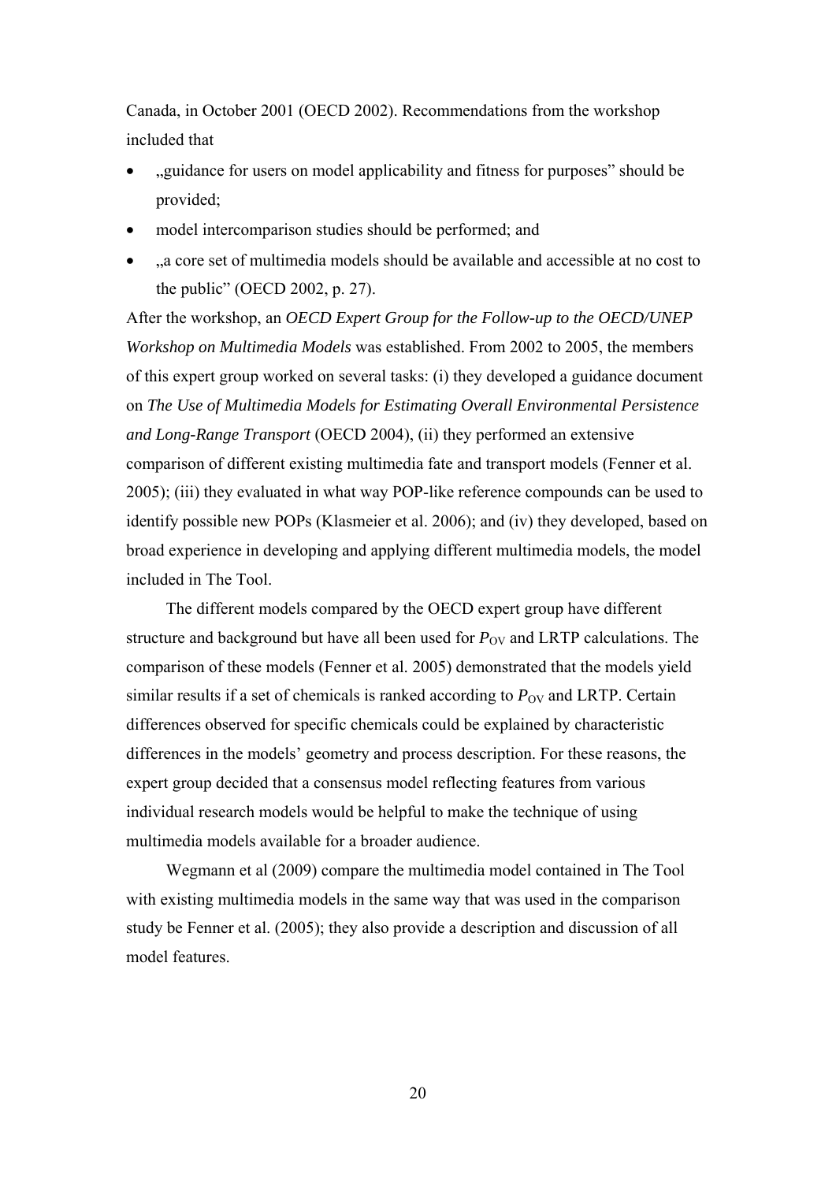Canada, in October 2001 (OECD 2002). Recommendations from the workshop included that

- „guidance for users on model applicability and fitness for purposes" should be provided;
- model intercomparison studies should be performed; and
- „a core set of multimedia models should be available and accessible at no cost to the public" (OECD 2002, p. 27).

After the workshop, an *OECD Expert Group for the Follow-up to the OECD/UNEP Workshop on Multimedia Models* was established. From 2002 to 2005, the members of this expert group worked on several tasks: (i) they developed a guidance document on *The Use of Multimedia Models for Estimating Overall Environmental Persistence and Long-Range Transport* (OECD 2004), (ii) they performed an extensive comparison of different existing multimedia fate and transport models (Fenner et al. 2005); (iii) they evaluated in what way POP-like reference compounds can be used to identify possible new POPs (Klasmeier et al. 2006); and (iv) they developed, based on broad experience in developing and applying different multimedia models, the model included in The Tool.

The different models compared by the OECD expert group have different structure and background but have all been used for $P_{OV}$ and LRTP calculations. The comparison of these models (Fenner et al. 2005) demonstrated that the models yield similar results if a set of chemicals is ranked according to $P_{OV}$ and LRTP. Certain differences observed for specific chemicals could be explained by characteristic differences in the models' geometry and process description. For these reasons, the expert group decided that a consensus model reflecting features from various individual research models would be helpful to make the technique of using multimedia models available for a broader audience.

Wegmann et al (2009) compare the multimedia model contained in The Tool with existing multimedia models in the same way that was used in the comparison study be Fenner et al. (2005); they also provide a description and discussion of all model features.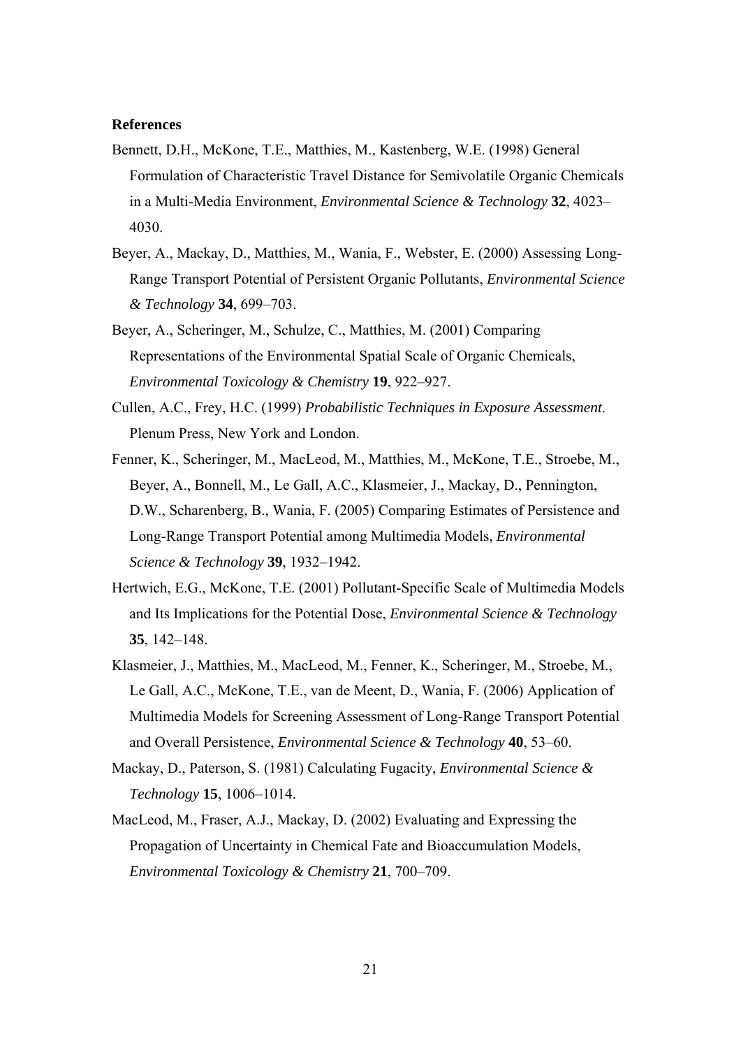**References**

Bennett, D.H., McKone, T.E., Matthies, M., Kastenberg, W.E. (1998) General Formulation of Characteristic Travel Distance for Semivolatile Organic Chemicals in a Multi-Media Environment, *Environmental Science & Technology* **32**, 4023–4030.

Beyer, A., Mackay, D., Matthies, M., Wania, F., Webster, E. (2000) Assessing Long-Range Transport Potential of Persistent Organic Pollutants, *Environmental Science & Technology* **34**, 699–703.

Beyer, A., Scheringer, M., Schulze, C., Matthies, M. (2001) Comparing Representations of the Environmental Spatial Scale of Organic Chemicals, *Environmental Toxicology & Chemistry* **19**, 922–927.

Cullen, A.C., Frey, H.C. (1999) *Probabilistic Techniques in Exposure Assessment*. Plenum Press, New York and London.

Fenner, K., Scheringer, M., MacLeod, M., Matthies, M., McKone, T.E., Stroebe, M., Beyer, A., Bonnell, M., Le Gall, A.C., Klasmeier, J., Mackay, D., Pennington, D.W., Scharenberg, B., Wania, F. (2005) Comparing Estimates of Persistence and Long-Range Transport Potential among Multimedia Models, *Environmental Science & Technology* **39**, 1932–1942.

Hertwich, E.G., McKone, T.E. (2001) Pollutant-Specific Scale of Multimedia Models and Its Implications for the Potential Dose, *Environmental Science & Technology* **35**, 142–148.

Klasmeier, J., Matthies, M., MacLeod, M., Fenner, K., Scheringer, M., Stroebe, M., Le Gall, A.C., McKone, T.E., van de Meent, D., Wania, F. (2006) Application of Multimedia Models for Screening Assessment of Long-Range Transport Potential and Overall Persistence, *Environmental Science & Technology* **40**, 53–60.

Mackay, D., Paterson, S. (1981) Calculating Fugacity, *Environmental Science & Technology* **15**, 1006–1014.

MacLeod, M., Fraser, A.J., Mackay, D. (2002) Evaluating and Expressing the Propagation of Uncertainty in Chemical Fate and Bioaccumulation Models, *Environmental Toxicology & Chemistry* **21**, 700–709.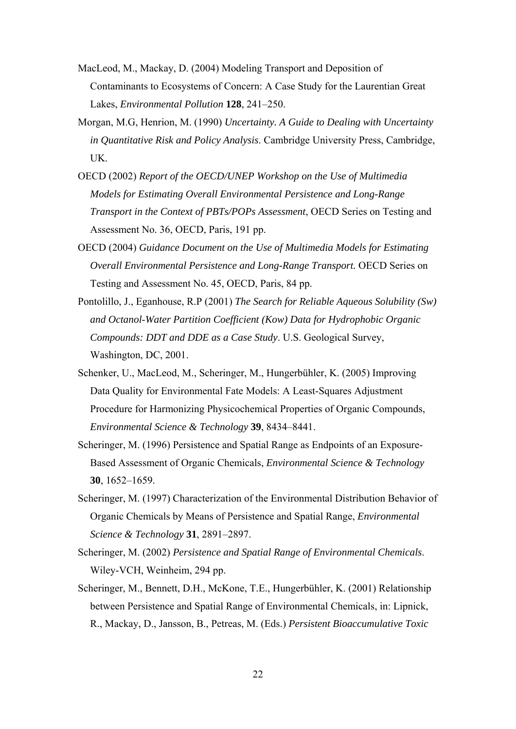MacLeod, M., Mackay, D. (2004) Modeling Transport and Deposition of Contaminants to Ecosystems of Concern: A Case Study for the Laurentian Great Lakes, *Environmental Pollution* **128**, 241–250.

Morgan, M.G, Henrion, M. (1990) *Uncertainty. A Guide to Dealing with Uncertainty in Quantitative Risk and Policy Analysis*. Cambridge University Press, Cambridge, UK.

OECD (2002) *Report of the OECD/UNEP Workshop on the Use of Multimedia Models for Estimating Overall Environmental Persistence and Long-Range Transport in the Context of PBTs/POPs Assessment*, OECD Series on Testing and Assessment No. 36, OECD, Paris, 191 pp.

OECD (2004) *Guidance Document on the Use of Multimedia Models for Estimating Overall Environmental Persistence and Long-Range Transport.* OECD Series on Testing and Assessment No. 45, OECD, Paris, 84 pp.

Pontolillo, J., Eganhouse, R.P (2001) *The Search for Reliable Aqueous Solubility (Sw) and Octanol-Water Partition Coefficient (Kow) Data for Hydrophobic Organic Compounds: DDT and DDE as a Case Study*. U.S. Geological Survey, Washington, DC, 2001.

Schenker, U., MacLeod, M., Scheringer, M., Hungerbühler, K. (2005) Improving Data Quality for Environmental Fate Models: A Least-Squares Adjustment Procedure for Harmonizing Physicochemical Properties of Organic Compounds, *Environmental Science & Technology* **39**, 8434–8441.

Scheringer, M. (1996) Persistence and Spatial Range as Endpoints of an Exposure-Based Assessment of Organic Chemicals, *Environmental Science & Technology* **30**, 1652–1659.

Scheringer, M. (1997) Characterization of the Environmental Distribution Behavior of Organic Chemicals by Means of Persistence and Spatial Range, *Environmental Science & Technology* **31**, 2891–2897.

Scheringer, M. (2002) *Persistence and Spatial Range of Environmental Chemicals*. Wiley-VCH, Weinheim, 294 pp.

Scheringer, M., Bennett, D.H., McKone, T.E., Hungerbühler, K. (2001) Relationship between Persistence and Spatial Range of Environmental Chemicals, in: Lipnick, R., Mackay, D., Jansson, B., Petreas, M. (Eds.) *Persistent Bioaccumulative Toxic*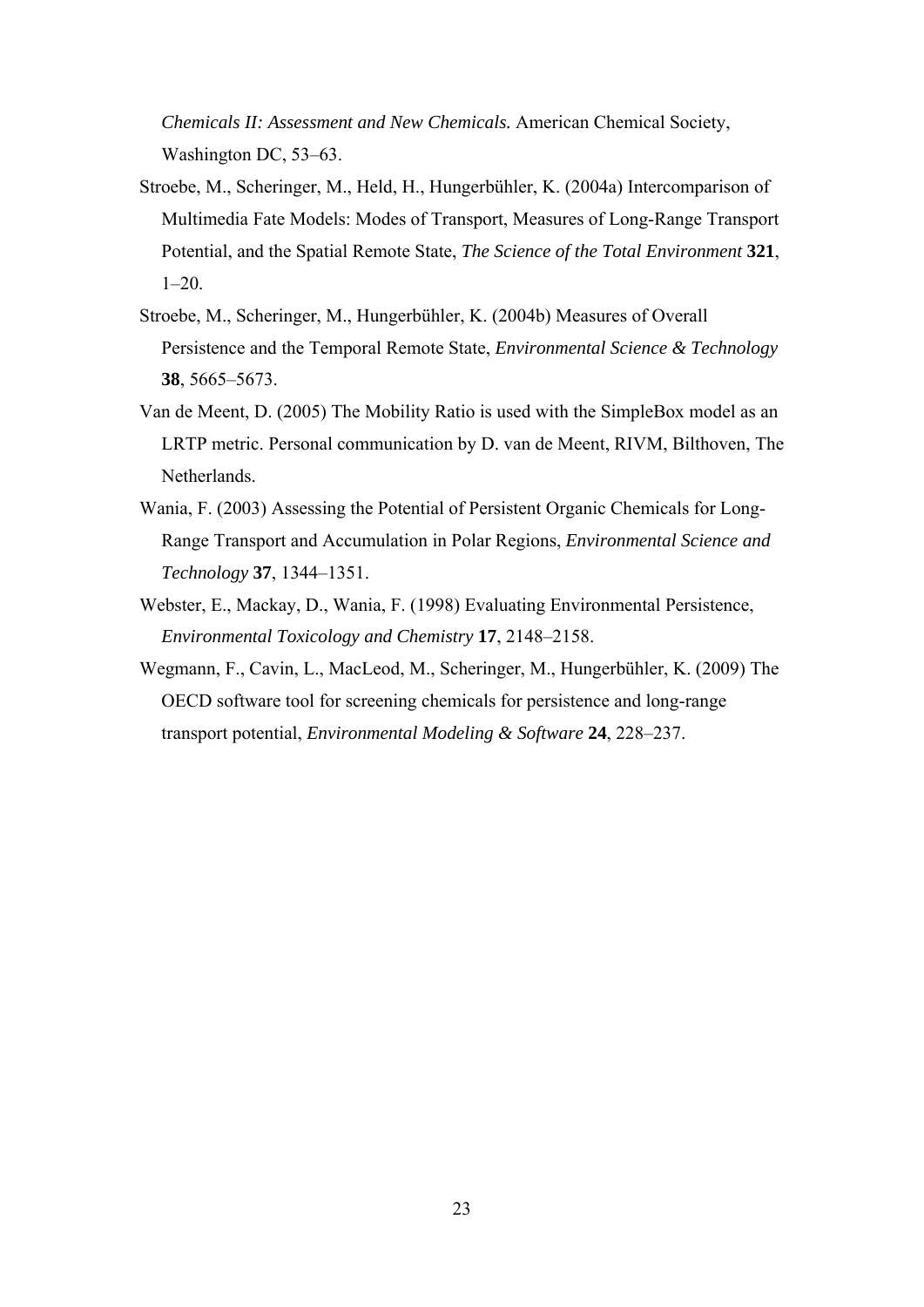*Chemicals II: Assessment and New Chemicals.* American Chemical Society, Washington DC, 53–63.

Stroebe, M., Scheringer, M., Held, H., Hungerbühler, K. (2004a) Intercomparison of Multimedia Fate Models: Modes of Transport, Measures of Long-Range Transport Potential, and the Spatial Remote State, *The Science of the Total Environment* **321**, 1–20.

Stroebe, M., Scheringer, M., Hungerbühler, K. (2004b) Measures of Overall Persistence and the Temporal Remote State, *Environmental Science & Technology* **38**, 5665–5673.

Van de Meent, D. (2005) The Mobility Ratio is used with the SimpleBox model as an LRTP metric. Personal communication by D. van de Meent, RIVM, Bilthoven, The Netherlands.

Wania, F. (2003) Assessing the Potential of Persistent Organic Chemicals for Long-Range Transport and Accumulation in Polar Regions, *Environmental Science and Technology* **37**, 1344–1351.

Webster, E., Mackay, D., Wania, F. (1998) Evaluating Environmental Persistence, *Environmental Toxicology and Chemistry* **17**, 2148–2158.

Wegmann, F., Cavin, L., MacLeod, M., Scheringer, M., Hungerbühler, K. (2009) The OECD software tool for screening chemicals for persistence and long-range transport potential, *Environmental Modeling & Software* **24**, 228–237.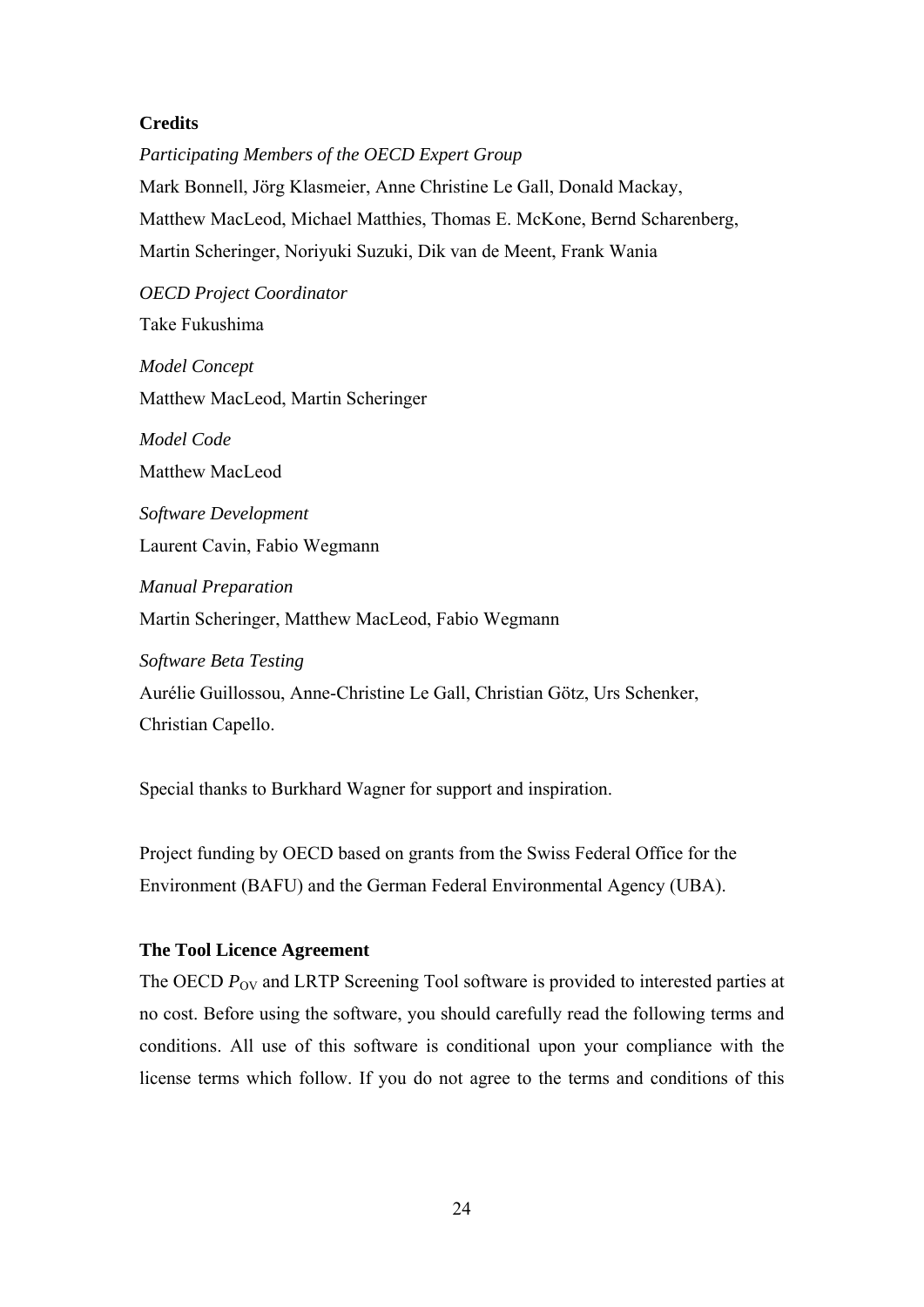**Credits**

*Participating Members of the OECD Expert Group*

Mark Bonnell, Jörg Klasmeier, Anne Christine Le Gall, Donald Mackay, Matthew MacLeod, Michael Matthies, Thomas E. McKone, Bernd Scharenberg, Martin Scheringer, Noriyuki Suzuki, Dik van de Meent, Frank Wania

*OECD Project Coordinator*

Take Fukushima

*Model Concept*

Matthew MacLeod, Martin Scheringer

*Model Code*

Matthew MacLeod

*Software Development*

Laurent Cavin, Fabio Wegmann

*Manual Preparation*

Martin Scheringer, Matthew MacLeod, Fabio Wegmann

*Software Beta Testing*

Aurélie Guillossou, Anne-Christine Le Gall, Christian Götz, Urs Schenker, Christian Capello.

Special thanks to Burkhard Wagner for support and inspiration.

Project funding by OECD based on grants from the Swiss Federal Office for the Environment (BAFU) and the German Federal Environmental Agency (UBA).

**The Tool Licence Agreement**

The OECD $P_{OV}$ and LRTP Screening Tool software is provided to interested parties at no cost. Before using the software, you should carefully read the following terms and conditions. All use of this software is conditional upon your compliance with the license terms which follow. If you do not agree to the terms and conditions of this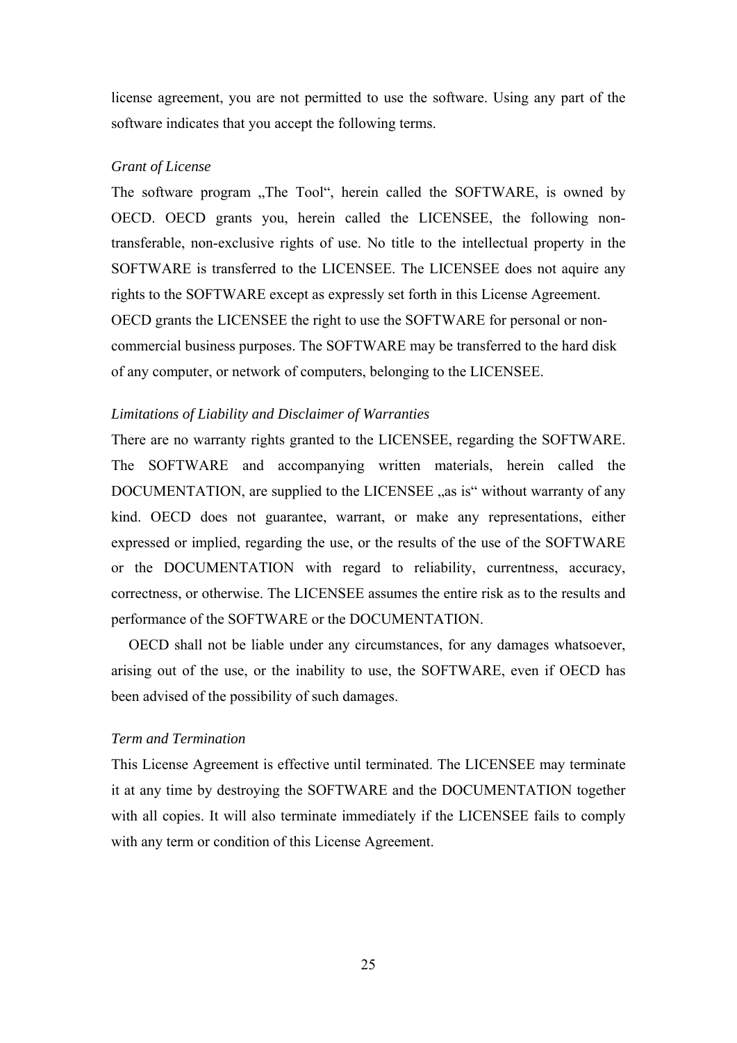license agreement, you are not permitted to use the software. Using any part of the software indicates that you accept the following terms.

*Grant of License*

The software program „The Tool", herein called the SOFTWARE, is owned by OECD. OECD grants you, herein called the LICENSEE, the following non-transferable, non-exclusive rights of use. No title to the intellectual property in the SOFTWARE is transferred to the LICENSEE. The LICENSEE does not aquire any rights to the SOFTWARE except as expressly set forth in this License Agreement. OECD grants the LICENSEE the right to use the SOFTWARE for personal or non-commercial business purposes. The SOFTWARE may be transferred to the hard disk of any computer, or network of computers, belonging to the LICENSEE.

*Limitations of Liability and Disclaimer of Warranties*

There are no warranty rights granted to the LICENSEE, regarding the SOFTWARE. The SOFTWARE and accompanying written materials, herein called the DOCUMENTATION, are supplied to the LICENSEE „as is" without warranty of any kind. OECD does not guarantee, warrant, or make any representations, either expressed or implied, regarding the use, or the results of the use of the SOFTWARE or the DOCUMENTATION with regard to reliability, currentness, accuracy, correctness, or otherwise. The LICENSEE assumes the entire risk as to the results and performance of the SOFTWARE or the DOCUMENTATION.

OECD shall not be liable under any circumstances, for any damages whatsoever, arising out of the use, or the inability to use, the SOFTWARE, even if OECD has been advised of the possibility of such damages.

*Term and Termination*

This License Agreement is effective until terminated. The LICENSEE may terminate it at any time by destroying the SOFTWARE and the DOCUMENTATION together with all copies. It will also terminate immediately if the LICENSEE fails to comply with any term or condition of this License Agreement.